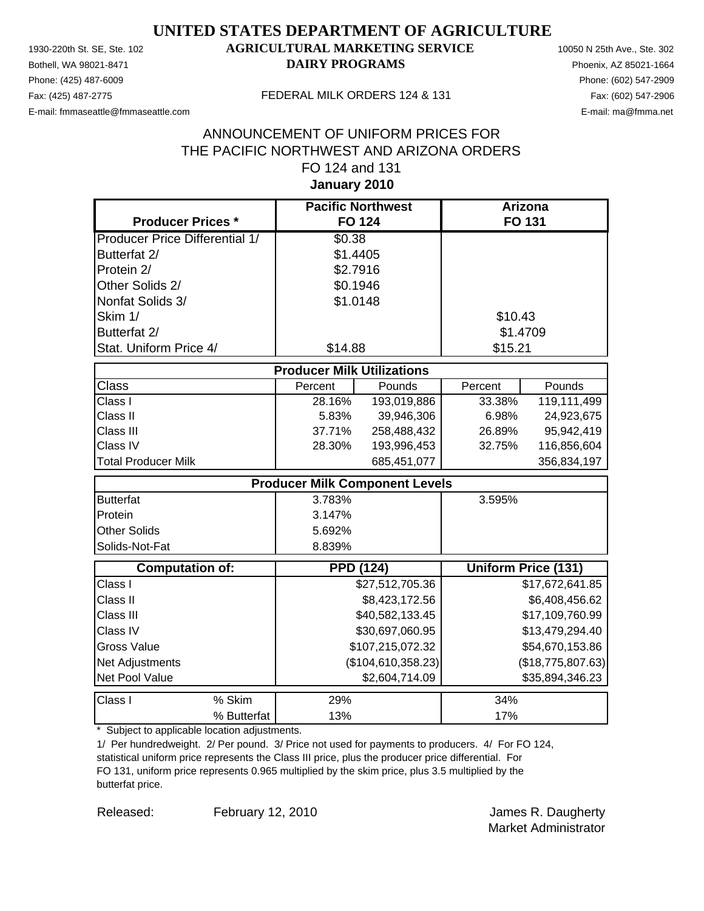# UNITED STATES DEPARTMENT OF AGRICULTURE

## AGRICULTURAL MARKETING SERVICE
## DAIRY PROGRAMS

1930-220th St. SE, Ste. 102
Bothell, WA 98021-8471
Phone: (425) 487-6009
Fax: (425) 487-2775
E-mail: fmmaseattle@fmmaseattle.com

10050 N 25th Ave., Ste. 302
Phoenix, AZ 85021-1664
Phone: (602) 547-2909
Fax: (602) 547-2906
E-mail: ma@fmma.net

FEDERAL MILK ORDERS 124 & 131

ANNOUNCEMENT OF UNIFORM PRICES FOR
THE PACIFIC NORTHWEST AND ARIZONA ORDERS
FO 124 and 131
**January 2010**

| Producer Prices * | Pacific Northwest FO 124 | | Arizona FO 131 | |
|---|---|---|---|---|
| Producer Price Differential 1/ | $0.38 | | | |
| Butterfat 2/ | $1.4405 | | | |
| Protein 2/ | $2.7916 | | | |
| Other Solids 2/ | $0.1946 | | | |
| Nonfat Solids 3/ | $1.0148 | | | |
| Skim 1/ | | | $10.43 | |
| Butterfat 2/ | | | $1.4709 | |
| Stat. Uniform Price 4/ | $14.88 | | $15.21 | |
| **Producer Milk Utilizations** | | | | |
| Class | Percent | Pounds | Percent | Pounds |
| Class I | 28.16% | 193,019,886 | 33.38% | 119,111,499 |
| Class II | 5.83% | 39,946,306 | 6.98% | 24,923,675 |
| Class III | 37.71% | 258,488,432 | 26.89% | 95,942,419 |
| Class IV | 28.30% | 193,996,453 | 32.75% | 116,856,604 |
| Total Producer Milk | | 685,451,077 | | 356,834,197 |
| **Producer Milk Component Levels** | | | | |
| Butterfat | 3.783% | | 3.595% | |
| Protein | 3.147% | | | |
| Other Solids | 5.692% | | | |
| Solids-Not-Fat | 8.839% | | | |
| **Computation of:** | **PPD (124)** | | **Uniform Price (131)** | |
| Class I | $27,512,705.36 | | $17,672,641.85 | |
| Class II | $8,423,172.56 | | $6,408,456.62 | |
| Class III | $40,582,133.45 | | $17,109,760.99 | |
| Class IV | $30,697,060.95 | | $13,479,294.40 | |
| Gross Value | $107,215,072.32 | | $54,670,153.86 | |
| Net Adjustments | ($104,610,358.23) | | ($18,775,807.63) | |
| Net Pool Value | $2,604,714.09 | | $35,894,346.23 | |
| Class I % Skim | 29% | | 34% | |
| Class I % Butterfat | 13% | | 17% | |

\* Subject to applicable location adjustments.

1/ Per hundredweight. 2/ Per pound. 3/ Price not used for payments to producers. 4/ For FO 124, statistical uniform price represents the Class III price, plus the producer price differential. For FO 131, uniform price represents 0.965 multiplied by the skim price, plus 3.5 multiplied by the butterfat price.

Released: February 12, 2010

James R. Daugherty
Market Administrator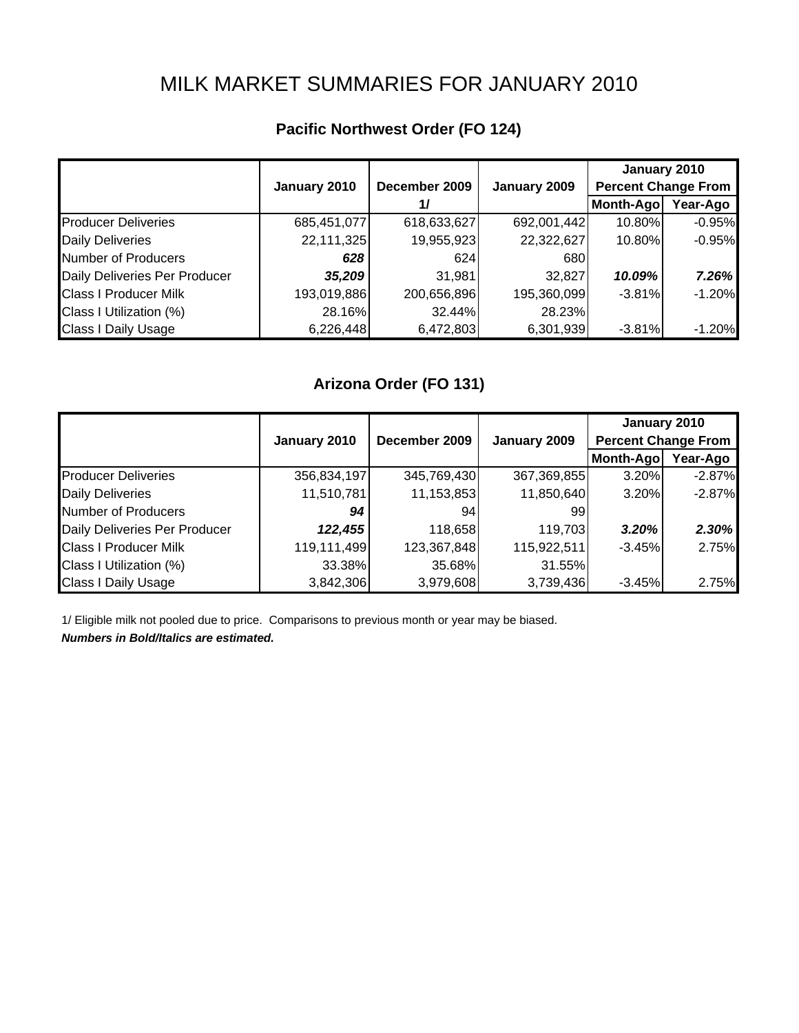# MILK MARKET SUMMARIES FOR JANUARY 2010

## Pacific Northwest Order (FO 124)

| | January 2010 | December 2009 1/ | January 2009 | January 2010 Percent Change From | |
|---|---|---|---|---|---|
| | | | | Month-Ago | Year-Ago |
| Producer Deliveries | 685,451,077 | 618,633,627 | 692,001,442 | 10.80% | -0.95% |
| Daily Deliveries | 22,111,325 | 19,955,923 | 22,322,627 | 10.80% | -0.95% |
| Number of Producers | ***628*** | 624 | 680 | | |
| Daily Deliveries Per Producer | ***35,209*** | 31,981 | 32,827 | ***10.09%*** | ***7.26%*** |
| Class I Producer Milk | 193,019,886 | 200,656,896 | 195,360,099 | -3.81% | -1.20% |
| Class I Utilization (%) | 28.16% | 32.44% | 28.23% | | |
| Class I Daily Usage | 6,226,448 | 6,472,803 | 6,301,939 | -3.81% | -1.20% |

## Arizona Order (FO 131)

| | January 2010 | December 2009 | January 2009 | January 2010 Percent Change From | |
|---|---|---|---|---|---|
| | | | | Month-Ago | Year-Ago |
| Producer Deliveries | 356,834,197 | 345,769,430 | 367,369,855 | 3.20% | -2.87% |
| Daily Deliveries | 11,510,781 | 11,153,853 | 11,850,640 | 3.20% | -2.87% |
| Number of Producers | ***94*** | 94 | 99 | | |
| Daily Deliveries Per Producer | ***122,455*** | 118,658 | 119,703 | ***3.20%*** | ***2.30%*** |
| Class I Producer Milk | 119,111,499 | 123,367,848 | 115,922,511 | -3.45% | 2.75% |
| Class I Utilization (%) | 33.38% | 35.68% | 31.55% | | |
| Class I Daily Usage | 3,842,306 | 3,979,608 | 3,739,436 | -3.45% | 2.75% |

1/ Eligible milk not pooled due to price. Comparisons to previous month or year may be biased.

***Numbers in Bold/Italics are estimated.***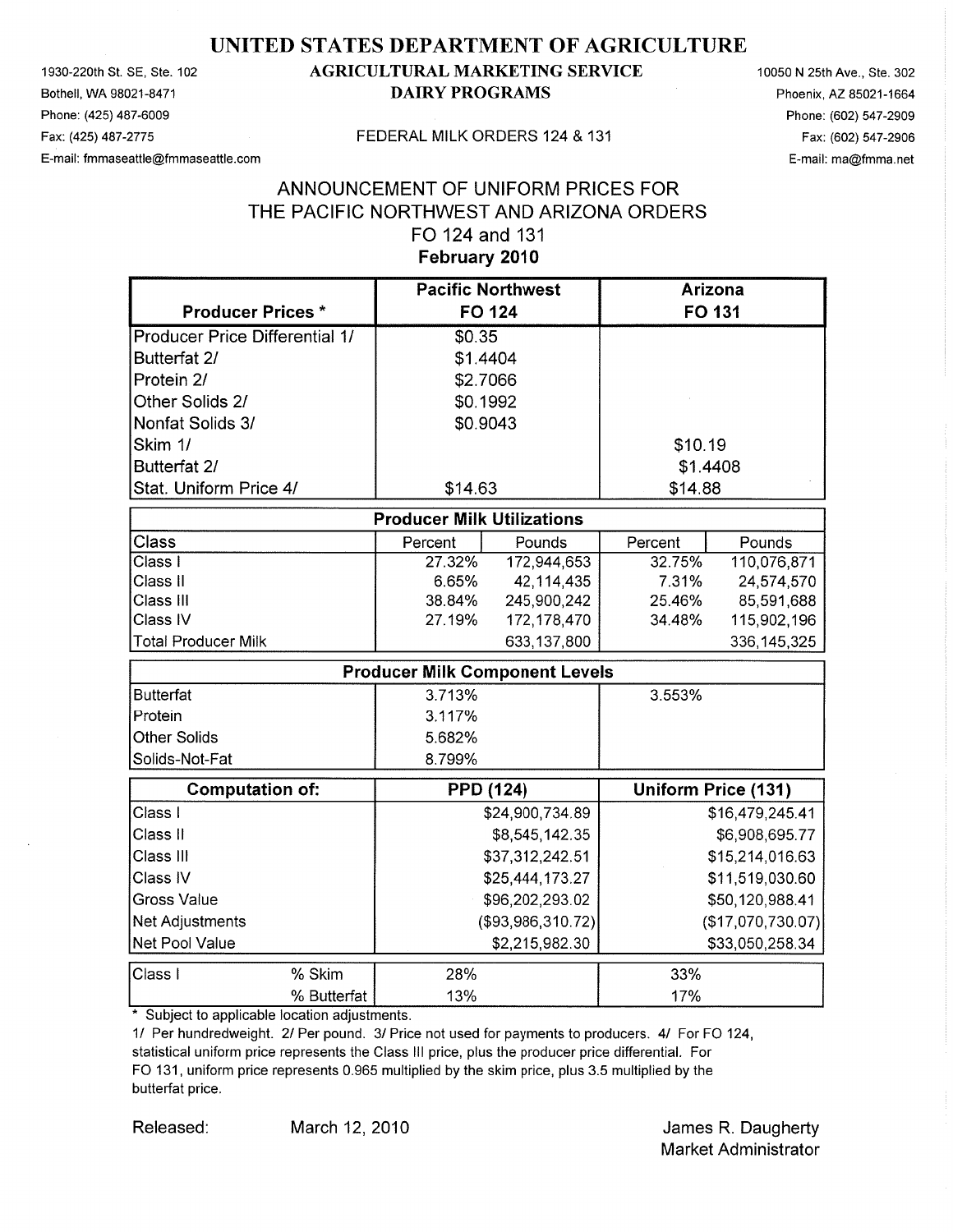# UNITED STATES DEPARTMENT OF AGRICULTURE

1930-220th St. SE, Ste. 102
Bothell, WA 98021-8471
Phone: (425) 487-6009
Fax: (425) 487-2775
E-mail: fmmaseattle@fmmaseattle.com

**AGRICULTURAL MARKETING SERVICE**
**DAIRY PROGRAMS**

FEDERAL MILK ORDERS 124 & 131

10050 N 25th Ave., Ste. 302
Phoenix, AZ 85021-1664
Phone: (602) 547-2909
Fax: (602) 547-2906
E-mail: ma@fmma.net

## ANNOUNCEMENT OF UNIFORM PRICES FOR THE PACIFIC NORTHWEST AND ARIZONA ORDERS FO 124 and 131

**February 2010**

| Producer Prices * | Pacific Northwest FO 124 | Arizona FO 131 |
|---|---|---|
| Producer Price Differential 1/ | $0.35 | |
| Butterfat 2/ | $1.4404 | |
| Protein 2/ | $2.7066 | |
| Other Solids 2/ | $0.1992 | |
| Nonfat Solids 3/ | $0.9043 | |
| Skim 1/ | | $10.19 |
| Butterfat 2/ | | $1.4408 |
| Stat. Uniform Price 4/ | $14.63 | $14.88 |

| Producer Milk Utilizations | | | | |
|---|---|---|---|---|
| Class | Percent | Pounds | Percent | Pounds |
| Class I | 27.32% | 172,944,653 | 32.75% | 110,076,871 |
| Class II | 6.65% | 42,114,435 | 7.31% | 24,574,570 |
| Class III | 38.84% | 245,900,242 | 25.46% | 85,591,688 |
| Class IV | 27.19% | 172,178,470 | 34.48% | 115,902,196 |
| Total Producer Milk | | 633,137,800 | | 336,145,325 |

| Producer Milk Component Levels | | |
|---|---|---|
| Butterfat | 3.713% | 3.553% |
| Protein | 3.117% | |
| Other Solids | 5.682% | |
| Solids-Not-Fat | 8.799% | |

| Computation of: | PPD (124) | Uniform Price (131) |
|---|---|---|
| Class I | $24,900,734.89 | $16,479,245.41 |
| Class II | $8,545,142.35 | $6,908,695.77 |
| Class III | $37,312,242.51 | $15,214,016.63 |
| Class IV | $25,444,173.27 | $11,519,030.60 |
| Gross Value | $96,202,293.02 | $50,120,988.41 |
| Net Adjustments | ($93,986,310.72) | ($17,070,730.07) |
| Net Pool Value | $2,215,982.30 | $33,050,258.34 |

| Class I | | | |
|---|---|---|---|
| | % Skim | 28% | 33% |
| | % Butterfat | 13% | 17% |

\* Subject to applicable location adjustments.

1/ Per hundredweight. 2/ Per pound. 3/ Price not used for payments to producers. 4/ For FO 124, statistical uniform price represents the Class III price, plus the producer price differential. For FO 131, uniform price represents 0.965 multiplied by the skim price, plus 3.5 multiplied by the butterfat price.

Released: March 12, 2010

James R. Daugherty
Market Administrator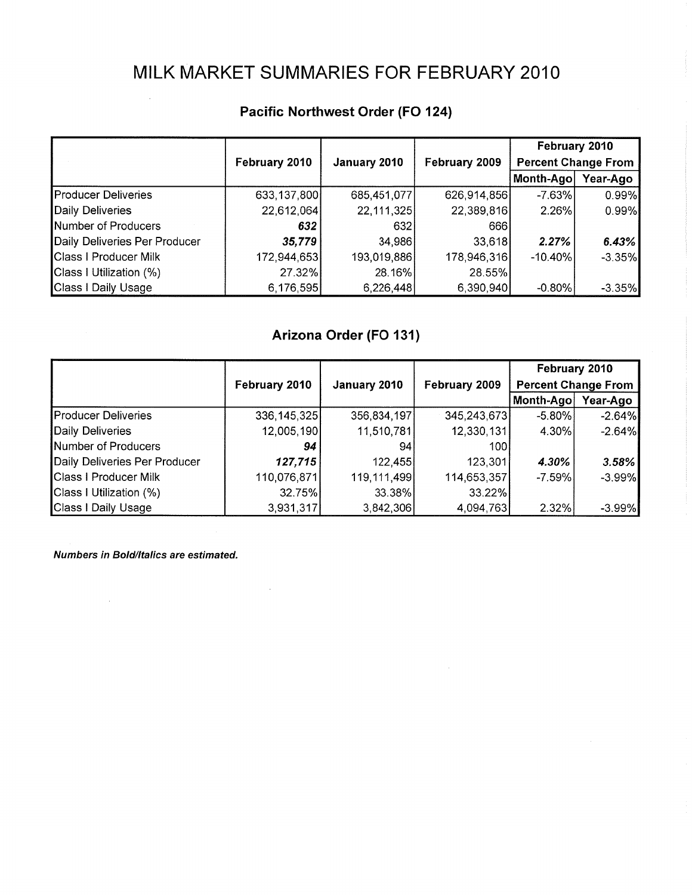# MILK MARKET SUMMARIES FOR FEBRUARY 2010

## Pacific Northwest Order (FO 124)

| | February 2010 | January 2010 | February 2009 | February 2010 Percent Change From | |
|---|---|---|---|---|---|
| | | | | Month-Ago | Year-Ago |
| Producer Deliveries | 633,137,800 | 685,451,077 | 626,914,856 | -7.63% | 0.99% |
| Daily Deliveries | 22,612,064 | 22,111,325 | 22,389,816 | 2.26% | 0.99% |
| Number of Producers | ***632*** | 632 | 666 | | |
| Daily Deliveries Per Producer | ***35,779*** | 34,986 | 33,618 | ***2.27%*** | ***6.43%*** |
| Class I Producer Milk | 172,944,653 | 193,019,886 | 178,946,316 | -10.40% | -3.35% |
| Class I Utilization (%) | 27.32% | 28.16% | 28.55% | | |
| Class I Daily Usage | 6,176,595 | 6,226,448 | 6,390,940 | -0.80% | -3.35% |

## Arizona Order (FO 131)

| | February 2010 | January 2010 | February 2009 | February 2010 Percent Change From | |
|---|---|---|---|---|---|
| | | | | Month-Ago | Year-Ago |
| Producer Deliveries | 336,145,325 | 356,834,197 | 345,243,673 | -5.80% | -2.64% |
| Daily Deliveries | 12,005,190 | 11,510,781 | 12,330,131 | 4.30% | -2.64% |
| Number of Producers | ***94*** | 94 | 100 | | |
| Daily Deliveries Per Producer | ***127,715*** | 122,455 | 123,301 | ***4.30%*** | ***3.58%*** |
| Class I Producer Milk | 110,076,871 | 119,111,499 | 114,653,357 | -7.59% | -3.99% |
| Class I Utilization (%) | 32.75% | 33.38% | 33.22% | | |
| Class I Daily Usage | 3,931,317 | 3,842,306 | 4,094,763 | 2.32% | -3.99% |

***Numbers in Bold/Italics are estimated.***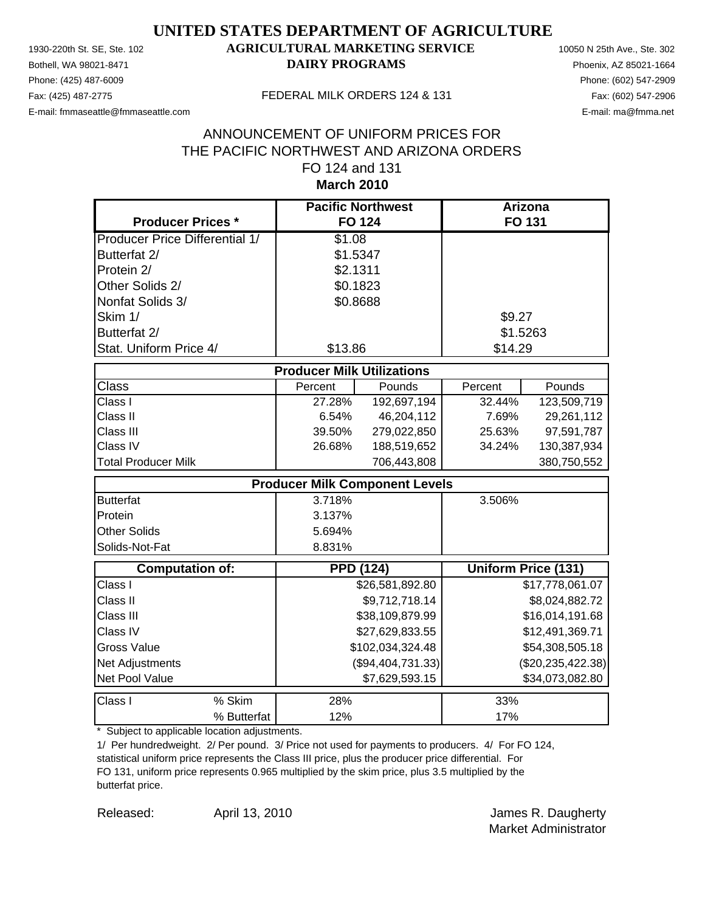# UNITED STATES DEPARTMENT OF AGRICULTURE

## AGRICULTURAL MARKETING SERVICE

## DAIRY PROGRAMS

1930-220th St. SE, Ste. 102
Bothell, WA 98021-8471
Phone: (425) 487-6009
Fax: (425) 487-2775
E-mail: fmmaseattle@fmmaseattle.com

10050 N 25th Ave., Ste. 302
Phoenix, AZ 85021-1664
Phone: (602) 547-2909
Fax: (602) 547-2906
E-mail: ma@fmma.net

FEDERAL MILK ORDERS 124 & 131

### ANNOUNCEMENT OF UNIFORM PRICES FOR THE PACIFIC NORTHWEST AND ARIZONA ORDERS FO 124 and 131

### March 2010

| Producer Prices * | Pacific Northwest FO 124 | Arizona FO 131 |
|---|---|---|
| Producer Price Differential 1/ | $1.08 | |
| Butterfat 2/ | $1.5347 | |
| Protein 2/ | $2.1311 | |
| Other Solids 2/ | $0.1823 | |
| Nonfat Solids 3/ | $0.8688 | |
| Skim 1/ | | $9.27 |
| Butterfat 2/ | | $1.5263 |
| Stat. Uniform Price 4/ | $13.86 | $14.29 |

| Producer Milk Utilizations | | | | |
|---|---|---|---|---|
| Class | Percent | Pounds | Percent | Pounds |
| Class I | 27.28% | 192,697,194 | 32.44% | 123,509,719 |
| Class II | 6.54% | 46,204,112 | 7.69% | 29,261,112 |
| Class III | 39.50% | 279,022,850 | 25.63% | 97,591,787 |
| Class IV | 26.68% | 188,519,652 | 34.24% | 130,387,934 |
| Total Producer Milk | | 706,443,808 | | 380,750,552 |

| Producer Milk Component Levels | | |
|---|---|---|
| Butterfat | 3.718% | 3.506% |
| Protein | 3.137% | |
| Other Solids | 5.694% | |
| Solids-Not-Fat | 8.831% | |

| Computation of: | PPD (124) | Uniform Price (131) |
|---|---|---|
| Class I | $26,581,892.80 | $17,778,061.07 |
| Class II | $9,712,718.14 | $8,024,882.72 |
| Class III | $38,109,879.99 | $16,014,191.68 |
| Class IV | $27,629,833.55 | $12,491,369.71 |
| Gross Value | $102,034,324.48 | $54,308,505.18 |
| Net Adjustments | ($94,404,731.33) | ($20,235,422.38) |
| Net Pool Value | $7,629,593.15 | $34,073,082.80 |

| Class I | | FO 124 | FO 131 |
|---|---|---|---|
| Class I | % Skim | 28% | 33% |
| | % Butterfat | 12% | 17% |

* Subject to applicable location adjustments.

1/ Per hundredweight. 2/ Per pound. 3/ Price not used for payments to producers. 4/ For FO 124, statistical uniform price represents the Class III price, plus the producer price differential. For FO 131, uniform price represents 0.965 multiplied by the skim price, plus 3.5 multiplied by the butterfat price.

Released: April 13, 2010

James R. Daugherty
Market Administrator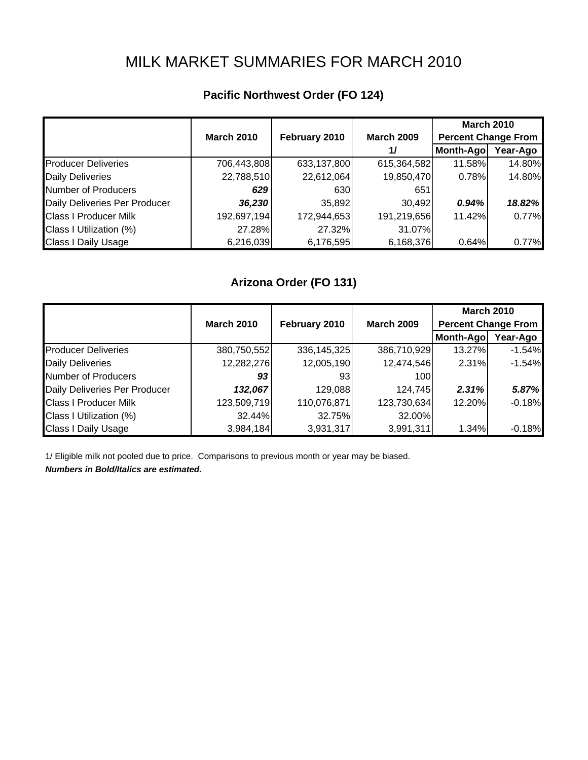# MILK MARKET SUMMARIES FOR MARCH 2010

## Pacific Northwest Order (FO 124)

| | March 2010 | February 2010 | March 2009 1/ | March 2010 Percent Change From | |
|---|---|---|---|---|---|
| | | | | Month-Ago | Year-Ago |
| Producer Deliveries | 706,443,808 | 633,137,800 | 615,364,582 | 11.58% | 14.80% |
| Daily Deliveries | 22,788,510 | 22,612,064 | 19,850,470 | 0.78% | 14.80% |
| Number of Producers | ***629*** | 630 | 651 | | |
| Daily Deliveries Per Producer | ***36,230*** | 35,892 | 30,492 | ***0.94%*** | ***18.82%*** |
| Class I Producer Milk | 192,697,194 | 172,944,653 | 191,219,656 | 11.42% | 0.77% |
| Class I Utilization (%) | 27.28% | 27.32% | 31.07% | | |
| Class I Daily Usage | 6,216,039 | 6,176,595 | 6,168,376 | 0.64% | 0.77% |

## Arizona Order (FO 131)

| | March 2010 | February 2010 | March 2009 | March 2010 Percent Change From | |
|---|---|---|---|---|---|
| | | | | Month-Ago | Year-Ago |
| Producer Deliveries | 380,750,552 | 336,145,325 | 386,710,929 | 13.27% | -1.54% |
| Daily Deliveries | 12,282,276 | 12,005,190 | 12,474,546 | 2.31% | -1.54% |
| Number of Producers | ***93*** | 93 | 100 | | |
| Daily Deliveries Per Producer | ***132,067*** | 129,088 | 124,745 | ***2.31%*** | ***5.87%*** |
| Class I Producer Milk | 123,509,719 | 110,076,871 | 123,730,634 | 12.20% | -0.18% |
| Class I Utilization (%) | 32.44% | 32.75% | 32.00% | | |
| Class I Daily Usage | 3,984,184 | 3,931,317 | 3,991,311 | 1.34% | -0.18% |

1/ Eligible milk not pooled due to price. Comparisons to previous month or year may be biased.

***Numbers in Bold/Italics are estimated.***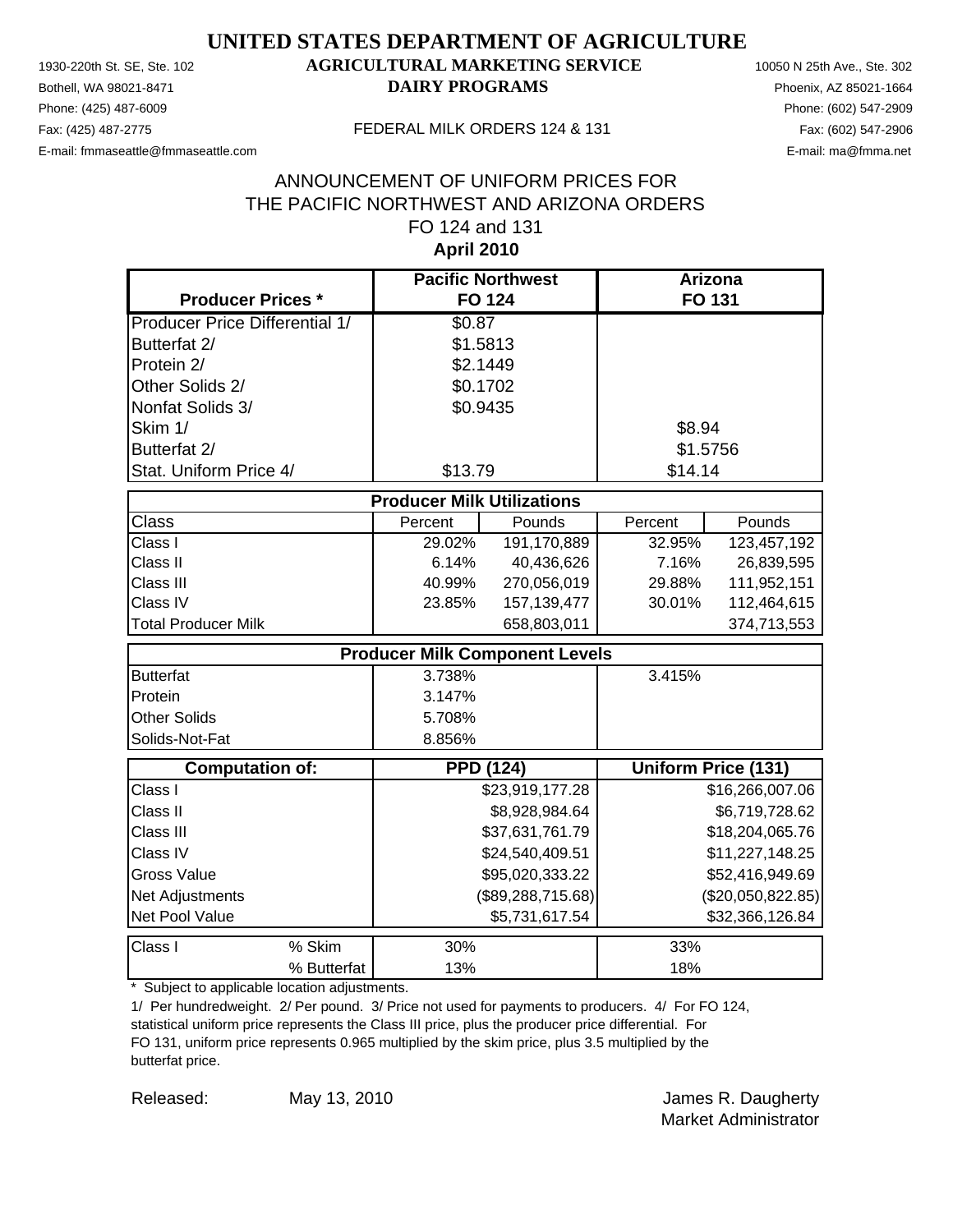# UNITED STATES DEPARTMENT OF AGRICULTURE

## AGRICULTURAL MARKETING SERVICE

## DAIRY PROGRAMS

1930-220th St. SE, Ste. 102
Bothell, WA 98021-8471
Phone: (425) 487-6009
Fax: (425) 487-2775
E-mail: fmmaseattle@fmmaseattle.com

10050 N 25th Ave., Ste. 302
Phoenix, AZ 85021-1664
Phone: (602) 547-2909
Fax: (602) 547-2906
E-mail: ma@fmma.net

FEDERAL MILK ORDERS 124 & 131

### ANNOUNCEMENT OF UNIFORM PRICES FOR THE PACIFIC NORTHWEST AND ARIZONA ORDERS FO 124 and 131

**April 2010**

| Producer Prices * | Pacific Northwest FO 124 | | Arizona FO 131 | |
|---|---|---|---|---|
| Producer Price Differential 1/ | $0.87 | | | |
| Butterfat 2/ | $1.5813 | | | |
| Protein 2/ | $2.1449 | | | |
| Other Solids 2/ | $0.1702 | | | |
| Nonfat Solids 3/ | $0.9435 | | | |
| Skim 1/ | | | $8.94 | |
| Butterfat 2/ | | | $1.5756 | |
| Stat. Uniform Price 4/ | $13.79 | | $14.14 | |
| **Producer Milk Utilizations** | | | | |
| Class | Percent | Pounds | Percent | Pounds |
| Class I | 29.02% | 191,170,889 | 32.95% | 123,457,192 |
| Class II | 6.14% | 40,436,626 | 7.16% | 26,839,595 |
| Class III | 40.99% | 270,056,019 | 29.88% | 111,952,151 |
| Class IV | 23.85% | 157,139,477 | 30.01% | 112,464,615 |
| Total Producer Milk | | 658,803,011 | | 374,713,553 |
| **Producer Milk Component Levels** | | | | |
| Butterfat | 3.738% | | 3.415% | |
| Protein | 3.147% | | | |
| Other Solids | 5.708% | | | |
| Solids-Not-Fat | 8.856% | | | |
| **Computation of:** | **PPD (124)** | | **Uniform Price (131)** | |
| Class I | | $23,919,177.28 | | $16,266,007.06 |
| Class II | | $8,928,984.64 | | $6,719,728.62 |
| Class III | | $37,631,761.79 | | $18,204,065.76 |
| Class IV | | $24,540,409.51 | | $11,227,148.25 |
| Gross Value | | $95,020,333.22 | | $52,416,949.69 |
| Net Adjustments | | ($89,288,715.68) | | ($20,050,822.85) |
| Net Pool Value | | $5,731,617.54 | | $32,366,126.84 |
| Class I % Skim | 30% | | 33% | |
| Class I % Butterfat | 13% | | 18% | |

\* Subject to applicable location adjustments.

1/ Per hundredweight. 2/ Per pound. 3/ Price not used for payments to producers. 4/ For FO 124, statistical uniform price represents the Class III price, plus the producer price differential. For FO 131, uniform price represents 0.965 multiplied by the skim price, plus 3.5 multiplied by the butterfat price.

Released: May 13, 2010

James R. Daugherty
Market Administrator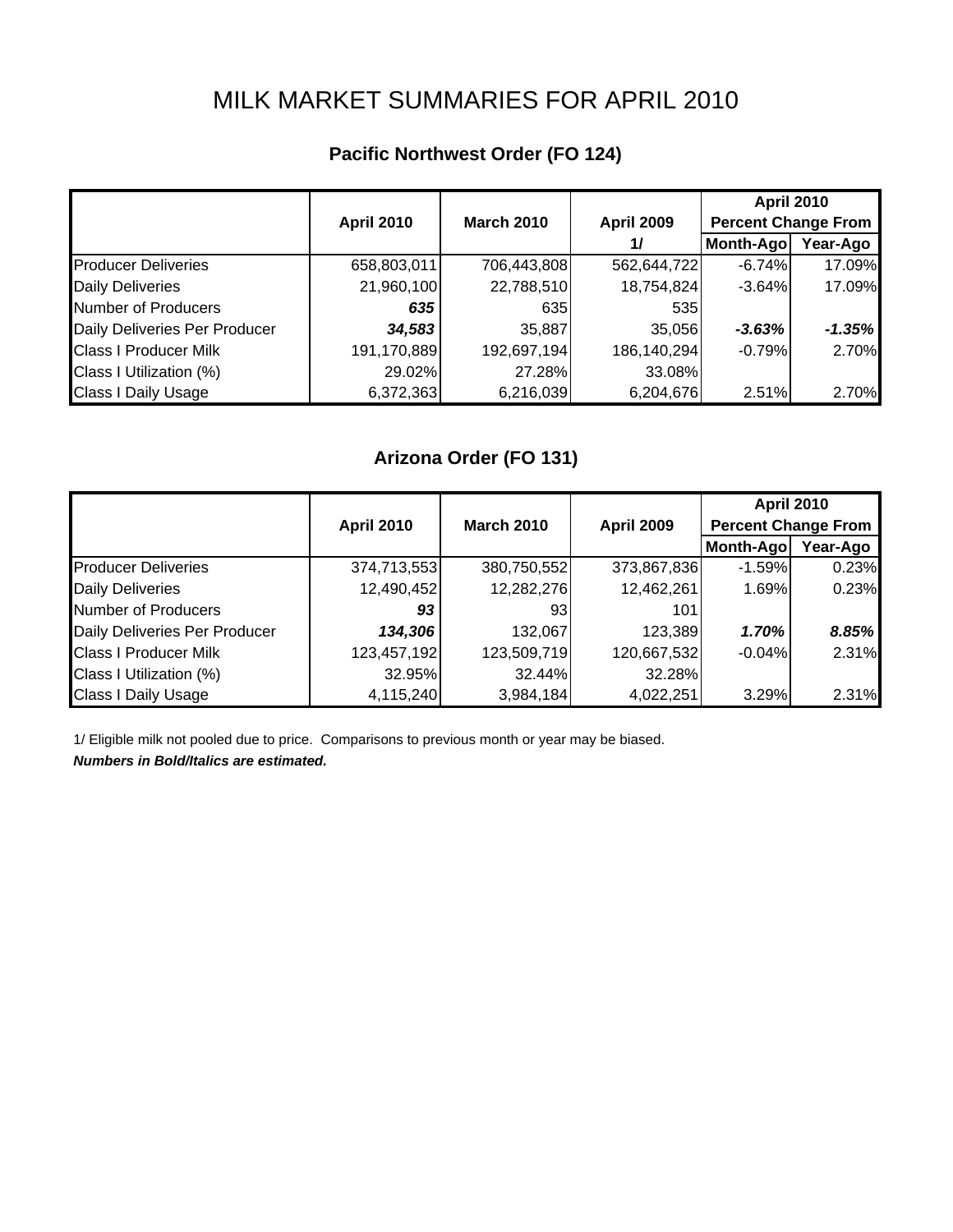# MILK MARKET SUMMARIES FOR APRIL 2010

## Pacific Northwest Order (FO 124)

| | April 2010 | March 2010 | April 2009 1/ | April 2010 Percent Change From | |
|---|---|---|---|---|---|
| | | | | Month-Ago | Year-Ago |
| Producer Deliveries | 658,803,011 | 706,443,808 | 562,644,722 | -6.74% | 17.09% |
| Daily Deliveries | 21,960,100 | 22,788,510 | 18,754,824 | -3.64% | 17.09% |
| Number of Producers | ***635*** | 635 | 535 | | |
| Daily Deliveries Per Producer | ***34,583*** | 35,887 | 35,056 | ***-3.63%*** | ***-1.35%*** |
| Class I Producer Milk | 191,170,889 | 192,697,194 | 186,140,294 | -0.79% | 2.70% |
| Class I Utilization (%) | 29.02% | 27.28% | 33.08% | | |
| Class I Daily Usage | 6,372,363 | 6,216,039 | 6,204,676 | 2.51% | 2.70% |

## Arizona Order (FO 131)

| | April 2010 | March 2010 | April 2009 | April 2010 Percent Change From | |
|---|---|---|---|---|---|
| | | | | Month-Ago | Year-Ago |
| Producer Deliveries | 374,713,553 | 380,750,552 | 373,867,836 | -1.59% | 0.23% |
| Daily Deliveries | 12,490,452 | 12,282,276 | 12,462,261 | 1.69% | 0.23% |
| Number of Producers | ***93*** | 93 | 101 | | |
| Daily Deliveries Per Producer | ***134,306*** | 132,067 | 123,389 | ***1.70%*** | ***8.85%*** |
| Class I Producer Milk | 123,457,192 | 123,509,719 | 120,667,532 | -0.04% | 2.31% |
| Class I Utilization (%) | 32.95% | 32.44% | 32.28% | | |
| Class I Daily Usage | 4,115,240 | 3,984,184 | 4,022,251 | 3.29% | 2.31% |

1/ Eligible milk not pooled due to price. Comparisons to previous month or year may be biased.

***Numbers in Bold/Italics are estimated.***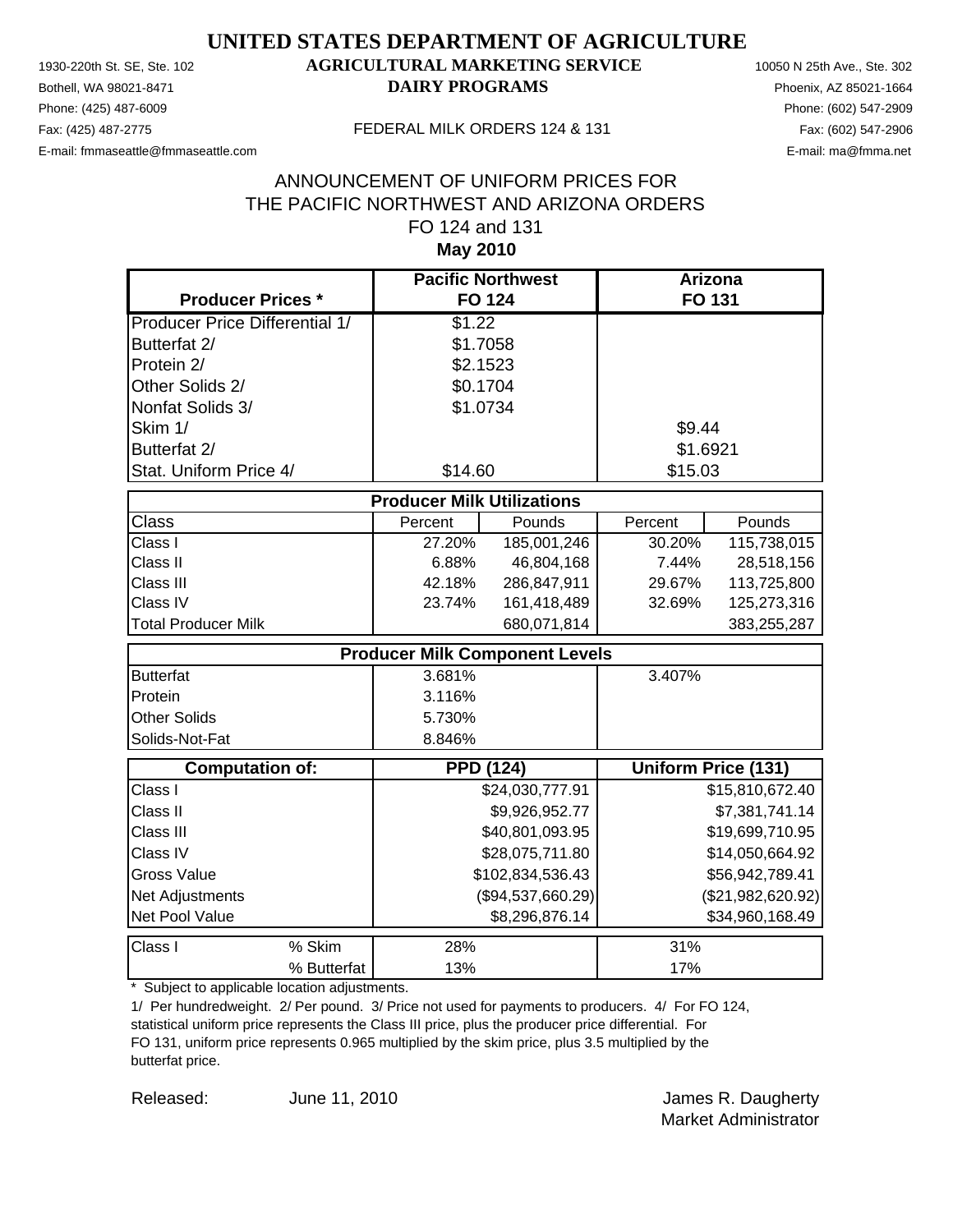# UNITED STATES DEPARTMENT OF AGRICULTURE

## AGRICULTURAL MARKETING SERVICE
## DAIRY PROGRAMS

1930-220th St. SE, Ste. 102
Bothell, WA 98021-8471
Phone: (425) 487-6009
Fax: (425) 487-2775
E-mail: fmmaseattle@fmmaseattle.com

10050 N 25th Ave., Ste. 302
Phoenix, AZ 85021-1664
Phone: (602) 547-2909
Fax: (602) 547-2906
E-mail: ma@fmma.net

FEDERAL MILK ORDERS 124 & 131

### ANNOUNCEMENT OF UNIFORM PRICES FOR THE PACIFIC NORTHWEST AND ARIZONA ORDERS FO 124 and 131

### May 2010

| Producer Prices * | Pacific Northwest FO 124 | Arizona FO 131 |
|---|---|---|
| Producer Price Differential 1/ | $1.22 | |
| Butterfat 2/ | $1.7058 | |
| Protein 2/ | $2.1523 | |
| Other Solids 2/ | $0.1704 | |
| Nonfat Solids 3/ | $1.0734 | |
| Skim 1/ | | $9.44 |
| Butterfat 2/ | | $1.6921 |
| Stat. Uniform Price 4/ | $14.60 | $15.03 |

| Producer Milk Utilizations | | | | |
|---|---|---|---|---|
| Class | Percent | Pounds | Percent | Pounds |
| Class I | 27.20% | 185,001,246 | 30.20% | 115,738,015 |
| Class II | 6.88% | 46,804,168 | 7.44% | 28,518,156 |
| Class III | 42.18% | 286,847,911 | 29.67% | 113,725,800 |
| Class IV | 23.74% | 161,418,489 | 32.69% | 125,273,316 |
| Total Producer Milk | | 680,071,814 | | 383,255,287 |

| Producer Milk Component Levels | | |
|---|---|---|
| Butterfat | 3.681% | 3.407% |
| Protein | 3.116% | |
| Other Solids | 5.730% | |
| Solids-Not-Fat | 8.846% | |

| Computation of: | PPD (124) | Uniform Price (131) |
|---|---|---|
| Class I | $24,030,777.91 | $15,810,672.40 |
| Class II | $9,926,952.77 | $7,381,741.14 |
| Class III | $40,801,093.95 | $19,699,710.95 |
| Class IV | $28,075,711.80 | $14,050,664.92 |
| Gross Value | $102,834,536.43 | $56,942,789.41 |
| Net Adjustments | ($94,537,660.29) | ($21,982,620.92) |
| Net Pool Value | $8,296,876.14 | $34,960,168.49 |

| Class I | | 124 | 131 |
|---|---|---|---|
| | % Skim | 28% | 31% |
| | % Butterfat | 13% | 17% |

\* Subject to applicable location adjustments.

1/ Per hundredweight. 2/ Per pound. 3/ Price not used for payments to producers. 4/ For FO 124, statistical uniform price represents the Class III price, plus the producer price differential. For FO 131, uniform price represents 0.965 multiplied by the skim price, plus 3.5 multiplied by the butterfat price.

Released: June 11, 2010

James R. Daugherty
Market Administrator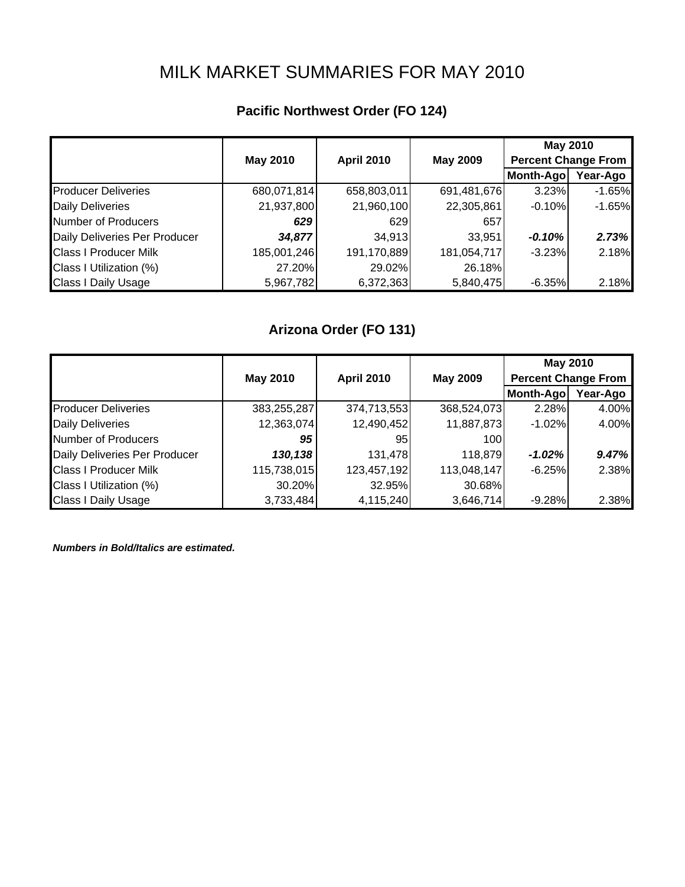# MILK MARKET SUMMARIES FOR MAY 2010

## Pacific Northwest Order (FO 124)

| | May 2010 | April 2010 | May 2009 | May 2010 Percent Change From | |
|---|---|---|---|---|---|
| | | | | Month-Ago | Year-Ago |
| Producer Deliveries | 680,071,814 | 658,803,011 | 691,481,676 | 3.23% | -1.65% |
| Daily Deliveries | 21,937,800 | 21,960,100 | 22,305,861 | -0.10% | -1.65% |
| Number of Producers | ***629*** | 629 | 657 | | |
| Daily Deliveries Per Producer | ***34,877*** | 34,913 | 33,951 | ***-0.10%*** | ***2.73%*** |
| Class I Producer Milk | 185,001,246 | 191,170,889 | 181,054,717 | -3.23% | 2.18% |
| Class I Utilization (%) | 27.20% | 29.02% | 26.18% | | |
| Class I Daily Usage | 5,967,782 | 6,372,363 | 5,840,475 | -6.35% | 2.18% |

## Arizona Order (FO 131)

| | May 2010 | April 2010 | May 2009 | May 2010 Percent Change From | |
|---|---|---|---|---|---|
| | | | | Month-Ago | Year-Ago |
| Producer Deliveries | 383,255,287 | 374,713,553 | 368,524,073 | 2.28% | 4.00% |
| Daily Deliveries | 12,363,074 | 12,490,452 | 11,887,873 | -1.02% | 4.00% |
| Number of Producers | ***95*** | 95 | 100 | | |
| Daily Deliveries Per Producer | ***130,138*** | 131,478 | 118,879 | ***-1.02%*** | ***9.47%*** |
| Class I Producer Milk | 115,738,015 | 123,457,192 | 113,048,147 | -6.25% | 2.38% |
| Class I Utilization (%) | 30.20% | 32.95% | 30.68% | | |
| Class I Daily Usage | 3,733,484 | 4,115,240 | 3,646,714 | -9.28% | 2.38% |

***Numbers in Bold/Italics are estimated.***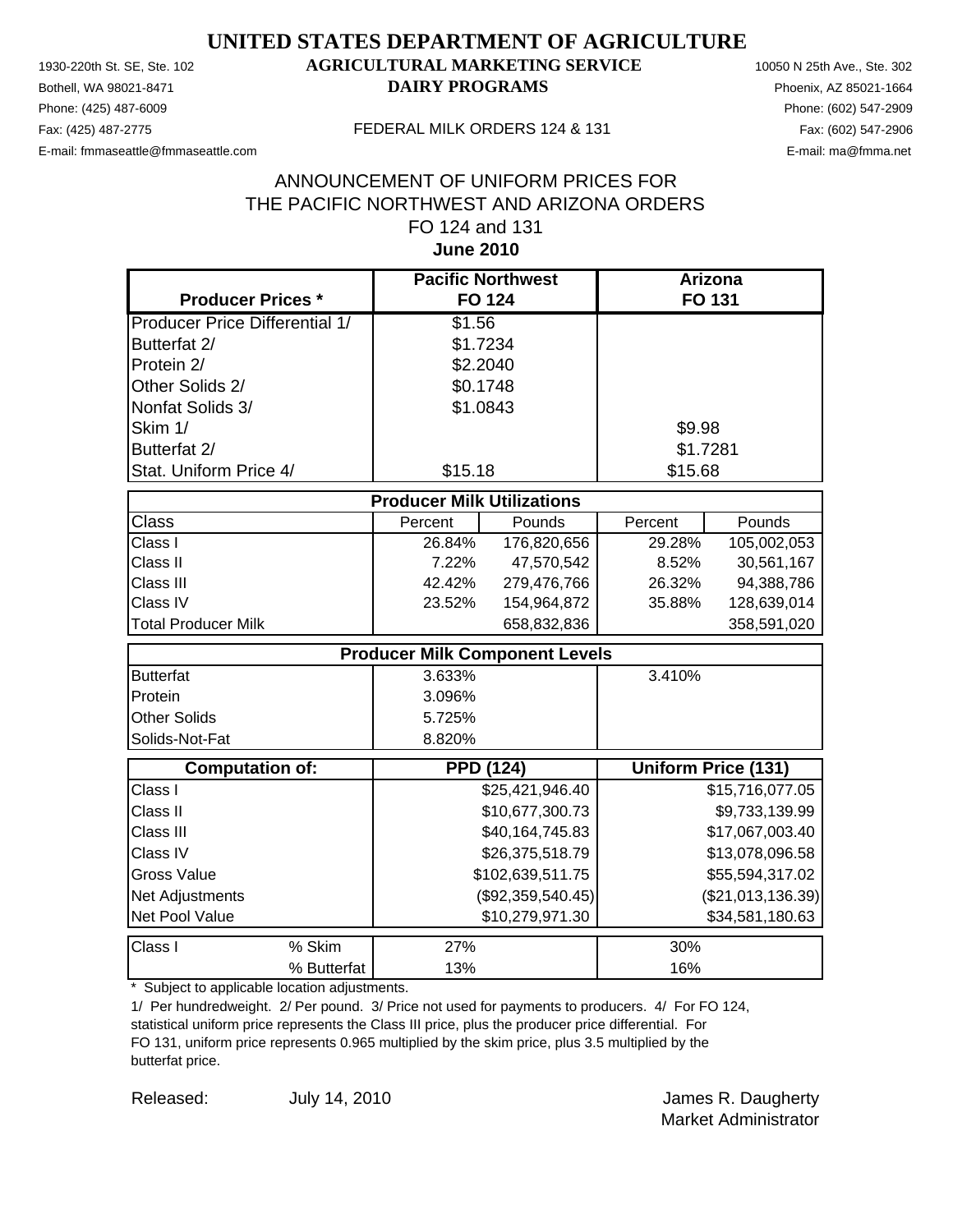# UNITED STATES DEPARTMENT OF AGRICULTURE

## AGRICULTURAL MARKETING SERVICE
## DAIRY PROGRAMS

1930-220th St. SE, Ste. 102
Bothell, WA 98021-8471
Phone: (425) 487-6009
Fax: (425) 487-2775
E-mail: fmmaseattle@fmmaseattle.com

10050 N 25th Ave., Ste. 302
Phoenix, AZ 85021-1664
Phone: (602) 547-2909
Fax: (602) 547-2906
E-mail: ma@fmma.net

FEDERAL MILK ORDERS 124 & 131

ANNOUNCEMENT OF UNIFORM PRICES FOR
THE PACIFIC NORTHWEST AND ARIZONA ORDERS
FO 124 and 131
**June 2010**

| Producer Prices * | Pacific Northwest FO 124 | | Arizona FO 131 | |
|---|---|---|---|---|
| Producer Price Differential 1/ | $1.56 | | | |
| Butterfat 2/ | $1.7234 | | | |
| Protein 2/ | $2.2040 | | | |
| Other Solids 2/ | $0.1748 | | | |
| Nonfat Solids 3/ | $1.0843 | | | |
| Skim 1/ | | | $9.98 | |
| Butterfat 2/ | | | $1.7281 | |
| Stat. Uniform Price 4/ | $15.18 | | $15.68 | |
| **Producer Milk Utilizations** | | | | |
| Class | Percent | Pounds | Percent | Pounds |
| Class I | 26.84% | 176,820,656 | 29.28% | 105,002,053 |
| Class II | 7.22% | 47,570,542 | 8.52% | 30,561,167 |
| Class III | 42.42% | 279,476,766 | 26.32% | 94,388,786 |
| Class IV | 23.52% | 154,964,872 | 35.88% | 128,639,014 |
| Total Producer Milk | | 658,832,836 | | 358,591,020 |
| **Producer Milk Component Levels** | | | | |
| Butterfat | 3.633% | | 3.410% | |
| Protein | 3.096% | | | |
| Other Solids | 5.725% | | | |
| Solids-Not-Fat | 8.820% | | | |
| **Computation of:** | **PPD (124)** | | **Uniform Price (131)** | |
| Class I | | $25,421,946.40 | | $15,716,077.05 |
| Class II | | $10,677,300.73 | | $9,733,139.99 |
| Class III | | $40,164,745.83 | | $17,067,003.40 |
| Class IV | | $26,375,518.79 | | $13,078,096.58 |
| Gross Value | | $102,639,511.75 | | $55,594,317.02 |
| Net Adjustments | | ($92,359,540.45) | | ($21,013,136.39) |
| Net Pool Value | | $10,279,971.30 | | $34,581,180.63 |
| Class I % Skim | 27% | | 30% | |
| Class I % Butterfat | 13% | | 16% | |

\* Subject to applicable location adjustments.

1/ Per hundredweight. 2/ Per pound. 3/ Price not used for payments to producers. 4/ For FO 124, statistical uniform price represents the Class III price, plus the producer price differential. For FO 131, uniform price represents 0.965 multiplied by the skim price, plus 3.5 multiplied by the butterfat price.

Released: July 14, 2010

James R. Daugherty
Market Administrator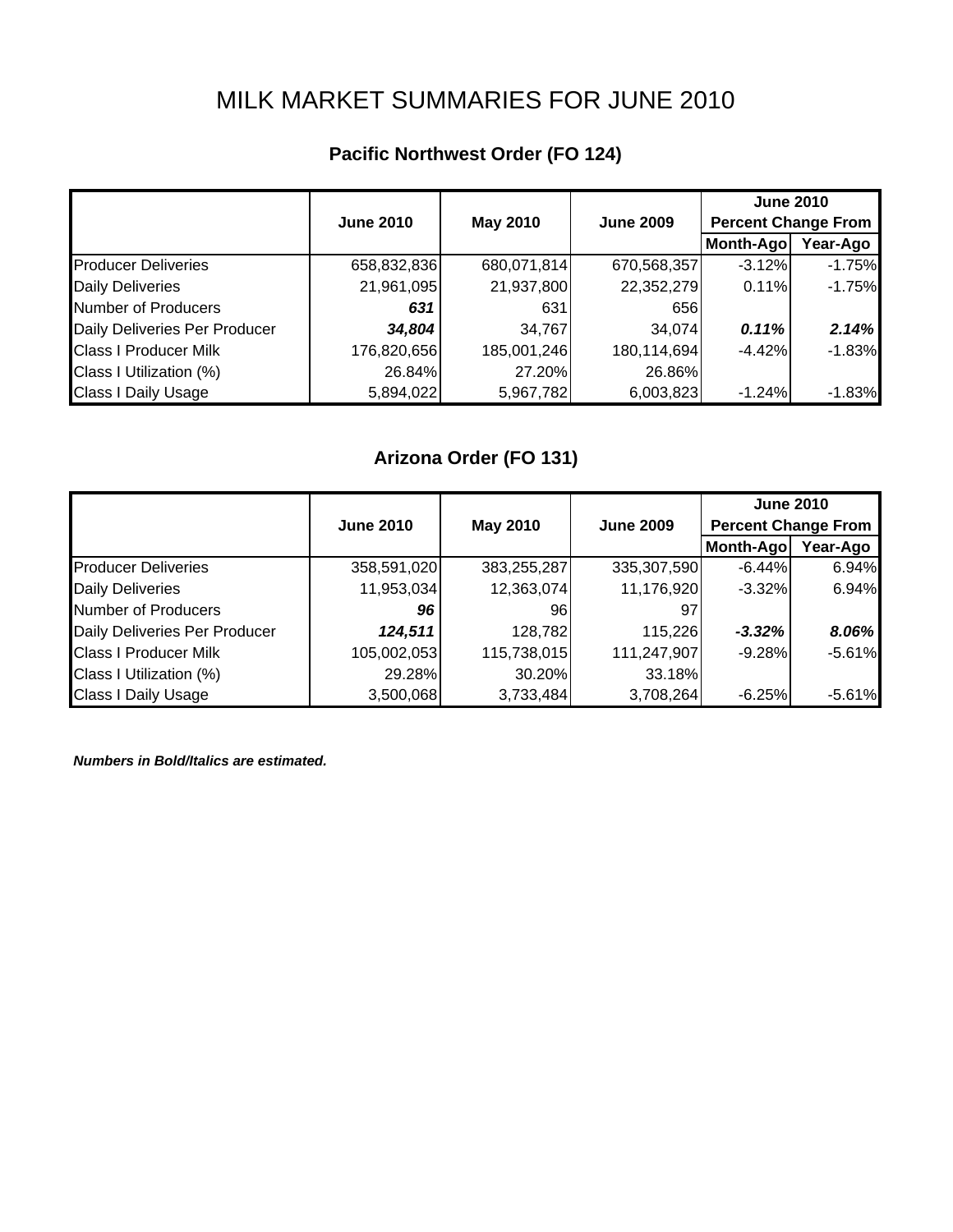# MILK MARKET SUMMARIES FOR JUNE 2010

## Pacific Northwest Order (FO 124)

| | June 2010 | May 2010 | June 2009 | June 2010 Percent Change From | |
|---|---|---|---|---|---|
| | | | | Month-Ago | Year-Ago |
| Producer Deliveries | 658,832,836 | 680,071,814 | 670,568,357 | -3.12% | -1.75% |
| Daily Deliveries | 21,961,095 | 21,937,800 | 22,352,279 | 0.11% | -1.75% |
| Number of Producers | ***631*** | 631 | 656 | | |
| Daily Deliveries Per Producer | ***34,804*** | 34,767 | 34,074 | ***0.11%*** | ***2.14%*** |
| Class I Producer Milk | 176,820,656 | 185,001,246 | 180,114,694 | -4.42% | -1.83% |
| Class I Utilization (%) | 26.84% | 27.20% | 26.86% | | |
| Class I Daily Usage | 5,894,022 | 5,967,782 | 6,003,823 | -1.24% | -1.83% |

## Arizona Order (FO 131)

| | June 2010 | May 2010 | June 2009 | June 2010 Percent Change From | |
|---|---|---|---|---|---|
| | | | | Month-Ago | Year-Ago |
| Producer Deliveries | 358,591,020 | 383,255,287 | 335,307,590 | -6.44% | 6.94% |
| Daily Deliveries | 11,953,034 | 12,363,074 | 11,176,920 | -3.32% | 6.94% |
| Number of Producers | ***96*** | 96 | 97 | | |
| Daily Deliveries Per Producer | ***124,511*** | 128,782 | 115,226 | ***-3.32%*** | ***8.06%*** |
| Class I Producer Milk | 105,002,053 | 115,738,015 | 111,247,907 | -9.28% | -5.61% |
| Class I Utilization (%) | 29.28% | 30.20% | 33.18% | | |
| Class I Daily Usage | 3,500,068 | 3,733,484 | 3,708,264 | -6.25% | -5.61% |

***Numbers in Bold/Italics are estimated.***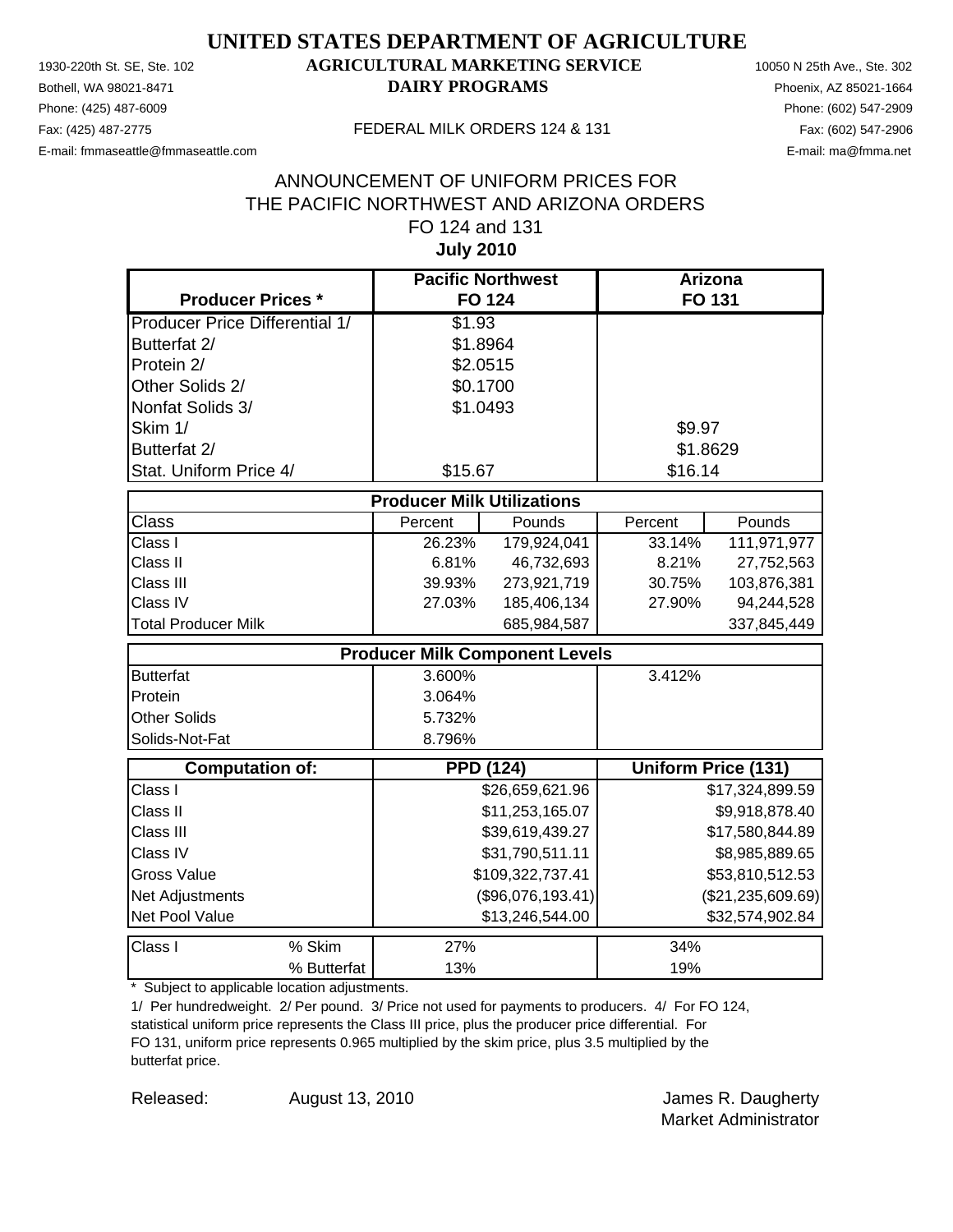# UNITED STATES DEPARTMENT OF AGRICULTURE

## AGRICULTURAL MARKETING SERVICE
## DAIRY PROGRAMS

1930-220th St. SE, Ste. 102
Bothell, WA 98021-8471
Phone: (425) 487-6009
Fax: (425) 487-2775
E-mail: fmmaseattle@fmmaseattle.com

10050 N 25th Ave., Ste. 302
Phoenix, AZ 85021-1664
Phone: (602) 547-2909
Fax: (602) 547-2906
E-mail: ma@fmma.net

FEDERAL MILK ORDERS 124 & 131

## ANNOUNCEMENT OF UNIFORM PRICES FOR THE PACIFIC NORTHWEST AND ARIZONA ORDERS
## FO 124 and 131
## July 2010

| Producer Prices * | Pacific Northwest FO 124 | Arizona FO 131 |
|---|---|---|
| Producer Price Differential 1/ | $1.93 | |
| Butterfat 2/ | $1.8964 | |
| Protein 2/ | $2.0515 | |
| Other Solids 2/ | $0.1700 | |
| Nonfat Solids 3/ | $1.0493 | |
| Skim 1/ | | $9.97 |
| Butterfat 2/ | | $1.8629 |
| Stat. Uniform Price 4/ | $15.67 | $16.14 |

| Producer Milk Utilizations | | | | |
|---|---|---|---|---|
| Class | Percent | Pounds | Percent | Pounds |
| Class I | 26.23% | 179,924,041 | 33.14% | 111,971,977 |
| Class II | 6.81% | 46,732,693 | 8.21% | 27,752,563 |
| Class III | 39.93% | 273,921,719 | 30.75% | 103,876,381 |
| Class IV | 27.03% | 185,406,134 | 27.90% | 94,244,528 |
| Total Producer Milk | | 685,984,587 | | 337,845,449 |

| Producer Milk Component Levels | | |
|---|---|---|
| Butterfat | 3.600% | 3.412% |
| Protein | 3.064% | |
| Other Solids | 5.732% | |
| Solids-Not-Fat | 8.796% | |

| Computation of: | PPD (124) | Uniform Price (131) |
|---|---|---|
| Class I | $26,659,621.96 | $17,324,899.59 |
| Class II | $11,253,165.07 | $9,918,878.40 |
| Class III | $39,619,439.27 | $17,580,844.89 |
| Class IV | $31,790,511.11 | $8,985,889.65 |
| Gross Value | $109,322,737.41 | $53,810,512.53 |
| Net Adjustments | ($96,076,193.41) | ($21,235,609.69) |
| Net Pool Value | $13,246,544.00 | $32,574,902.84 |

| Class I | | FO 124 | FO 131 |
|---|---|---|---|
| | % Skim | 27% | 34% |
| | % Butterfat | 13% | 19% |

\* Subject to applicable location adjustments.

1/ Per hundredweight. 2/ Per pound. 3/ Price not used for payments to producers. 4/ For FO 124, statistical uniform price represents the Class III price, plus the producer price differential. For FO 131, uniform price represents 0.965 multiplied by the skim price, plus 3.5 multiplied by the butterfat price.

Released: August 13, 2010

James R. Daugherty
Market Administrator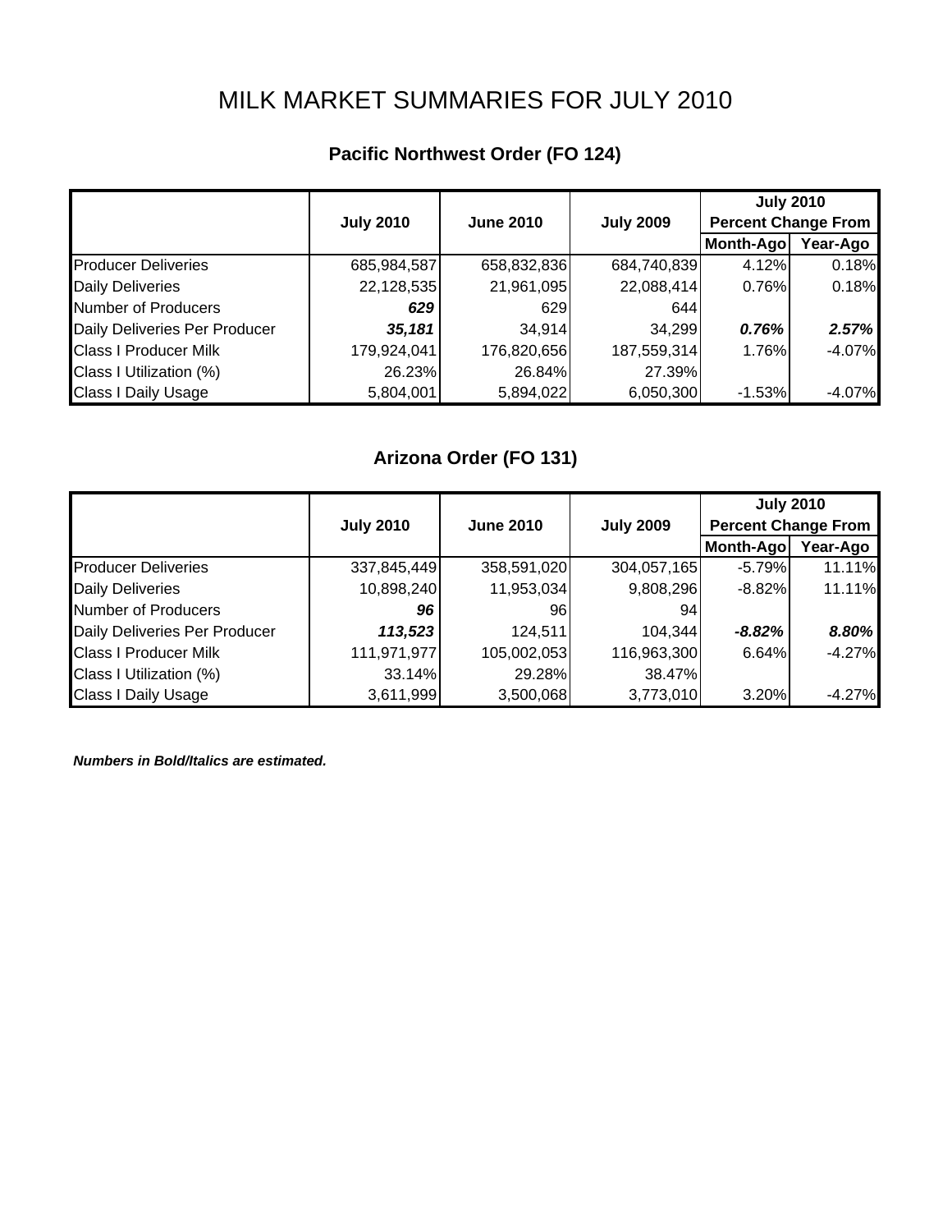# MILK MARKET SUMMARIES FOR JULY 2010

## Pacific Northwest Order (FO 124)

| | July 2010 | June 2010 | July 2009 | July 2010 Percent Change From | |
|---|---|---|---|---|---|
| | | | | Month-Ago | Year-Ago |
| Producer Deliveries | 685,984,587 | 658,832,836 | 684,740,839 | 4.12% | 0.18% |
| Daily Deliveries | 22,128,535 | 21,961,095 | 22,088,414 | 0.76% | 0.18% |
| Number of Producers | ***629*** | 629 | 644 | | |
| Daily Deliveries Per Producer | ***35,181*** | 34,914 | 34,299 | ***0.76%*** | ***2.57%*** |
| Class I Producer Milk | 179,924,041 | 176,820,656 | 187,559,314 | 1.76% | -4.07% |
| Class I Utilization (%) | 26.23% | 26.84% | 27.39% | | |
| Class I Daily Usage | 5,804,001 | 5,894,022 | 6,050,300 | -1.53% | -4.07% |

## Arizona Order (FO 131)

| | July 2010 | June 2010 | July 2009 | July 2010 Percent Change From | |
|---|---|---|---|---|---|
| | | | | Month-Ago | Year-Ago |
| Producer Deliveries | 337,845,449 | 358,591,020 | 304,057,165 | -5.79% | 11.11% |
| Daily Deliveries | 10,898,240 | 11,953,034 | 9,808,296 | -8.82% | 11.11% |
| Number of Producers | ***96*** | 96 | 94 | | |
| Daily Deliveries Per Producer | ***113,523*** | 124,511 | 104,344 | ***-8.82%*** | ***8.80%*** |
| Class I Producer Milk | 111,971,977 | 105,002,053 | 116,963,300 | 6.64% | -4.27% |
| Class I Utilization (%) | 33.14% | 29.28% | 38.47% | | |
| Class I Daily Usage | 3,611,999 | 3,500,068 | 3,773,010 | 3.20% | -4.27% |

***Numbers in Bold/Italics are estimated.***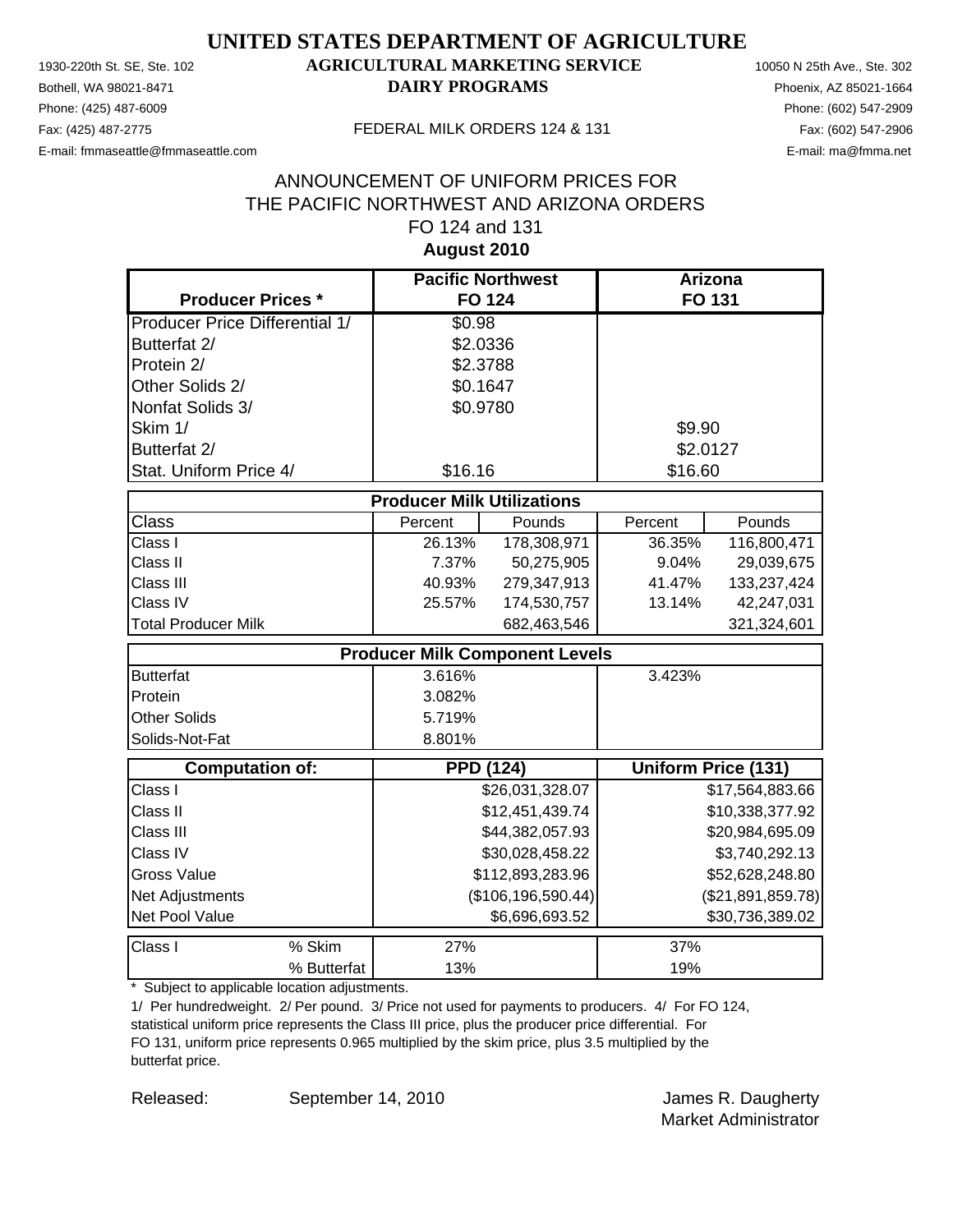# UNITED STATES DEPARTMENT OF AGRICULTURE

## AGRICULTURAL MARKETING SERVICE
## DAIRY PROGRAMS

1930-220th St. SE, Ste. 102
Bothell, WA 98021-8471
Phone: (425) 487-6009
Fax: (425) 487-2775
E-mail: fmmaseattle@fmmaseattle.com

10050 N 25th Ave., Ste. 302
Phoenix, AZ 85021-1664
Phone: (602) 547-2909
Fax: (602) 547-2906
E-mail: ma@fmma.net

FEDERAL MILK ORDERS 124 & 131

ANNOUNCEMENT OF UNIFORM PRICES FOR
THE PACIFIC NORTHWEST AND ARIZONA ORDERS
FO 124 and 131
**August 2010**

| **Producer Prices \*** | **Pacific Northwest FO 124** | | **Arizona FO 131** | |
|---|---|---|---|---|
| Producer Price Differential 1/ | $0.98 | | | |
| Butterfat 2/ | $2.0336 | | | |
| Protein 2/ | $2.3788 | | | |
| Other Solids 2/ | $0.1647 | | | |
| Nonfat Solids 3/ | $0.9780 | | | |
| Skim 1/ | | | $9.90 | |
| Butterfat 2/ | | | $2.0127 | |
| Stat. Uniform Price 4/ | $16.16 | | $16.60 | |
| **Producer Milk Utilizations** | | | | |
| Class | Percent | Pounds | Percent | Pounds |
| Class I | 26.13% | 178,308,971 | 36.35% | 116,800,471 |
| Class II | 7.37% | 50,275,905 | 9.04% | 29,039,675 |
| Class III | 40.93% | 279,347,913 | 41.47% | 133,237,424 |
| Class IV | 25.57% | 174,530,757 | 13.14% | 42,247,031 |
| Total Producer Milk | | 682,463,546 | | 321,324,601 |
| **Producer Milk Component Levels** | | | | |
| Butterfat | 3.616% | | 3.423% | |
| Protein | 3.082% | | | |
| Other Solids | 5.719% | | | |
| Solids-Not-Fat | 8.801% | | | |
| **Computation of:** | **PPD (124)** | | **Uniform Price (131)** | |
| Class I | | $26,031,328.07 | | $17,564,883.66 |
| Class II | | $12,451,439.74 | | $10,338,377.92 |
| Class III | | $44,382,057.93 | | $20,984,695.09 |
| Class IV | | $30,028,458.22 | | $3,740,292.13 |
| Gross Value | | $112,893,283.96 | | $52,628,248.80 |
| Net Adjustments | | ($106,196,590.44) | | ($21,891,859.78) |
| Net Pool Value | | $6,696,693.52 | | $30,736,389.02 |
| Class I % Skim | 27% | | 37% | |
| Class I % Butterfat | 13% | | 19% | |

\* Subject to applicable location adjustments.

1/ Per hundredweight. 2/ Per pound. 3/ Price not used for payments to producers. 4/ For FO 124, statistical uniform price represents the Class III price, plus the producer price differential. For FO 131, uniform price represents 0.965 multiplied by the skim price, plus 3.5 multiplied by the butterfat price.

Released: September 14, 2010

James R. Daugherty
Market Administrator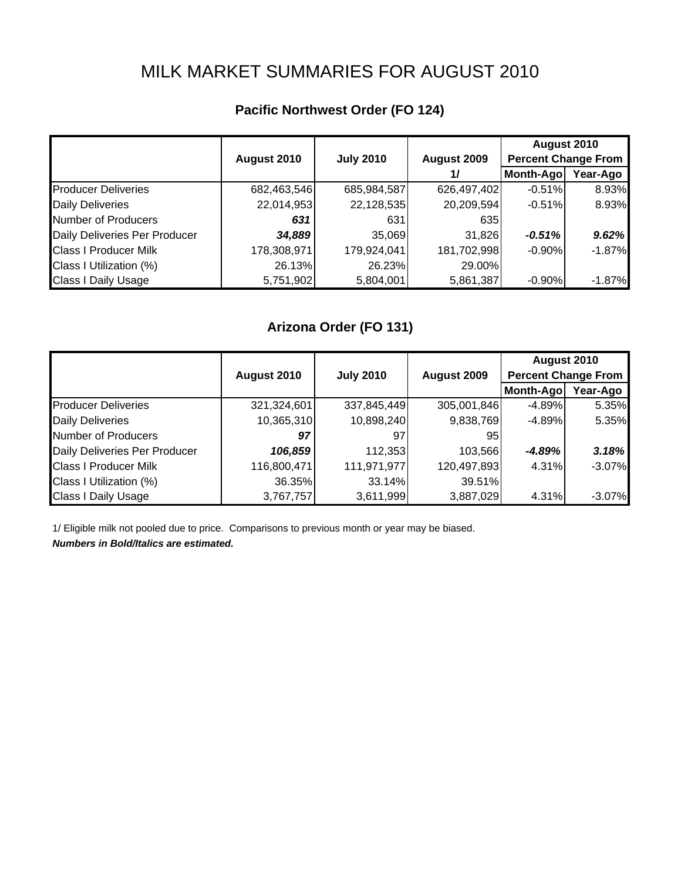# MILK MARKET SUMMARIES FOR AUGUST 2010

## Pacific Northwest Order (FO 124)

| | August 2010 | July 2010 | August 2009 1/ | August 2010 Percent Change From Month-Ago | August 2010 Percent Change From Year-Ago |
|---|---|---|---|---|---|
| Producer Deliveries | 682,463,546 | 685,984,587 | 626,497,402 | -0.51% | 8.93% |
| Daily Deliveries | 22,014,953 | 22,128,535 | 20,209,594 | -0.51% | 8.93% |
| Number of Producers | ***631*** | 631 | 635 | | |
| Daily Deliveries Per Producer | ***34,889*** | 35,069 | 31,826 | ***-0.51%*** | ***9.62%*** |
| Class I Producer Milk | 178,308,971 | 179,924,041 | 181,702,998 | -0.90% | -1.87% |
| Class I Utilization (%) | 26.13% | 26.23% | 29.00% | | |
| Class I Daily Usage | 5,751,902 | 5,804,001 | 5,861,387 | -0.90% | -1.87% |

## Arizona Order (FO 131)

| | August 2010 | July 2010 | August 2009 | August 2010 Percent Change From Month-Ago | August 2010 Percent Change From Year-Ago |
|---|---|---|---|---|---|
| Producer Deliveries | 321,324,601 | 337,845,449 | 305,001,846 | -4.89% | 5.35% |
| Daily Deliveries | 10,365,310 | 10,898,240 | 9,838,769 | -4.89% | 5.35% |
| Number of Producers | ***97*** | 97 | 95 | | |
| Daily Deliveries Per Producer | ***106,859*** | 112,353 | 103,566 | ***-4.89%*** | ***3.18%*** |
| Class I Producer Milk | 116,800,471 | 111,971,977 | 120,497,893 | 4.31% | -3.07% |
| Class I Utilization (%) | 36.35% | 33.14% | 39.51% | | |
| Class I Daily Usage | 3,767,757 | 3,611,999 | 3,887,029 | 4.31% | -3.07% |

1/ Eligible milk not pooled due to price. Comparisons to previous month or year may be biased.

***Numbers in Bold/Italics are estimated.***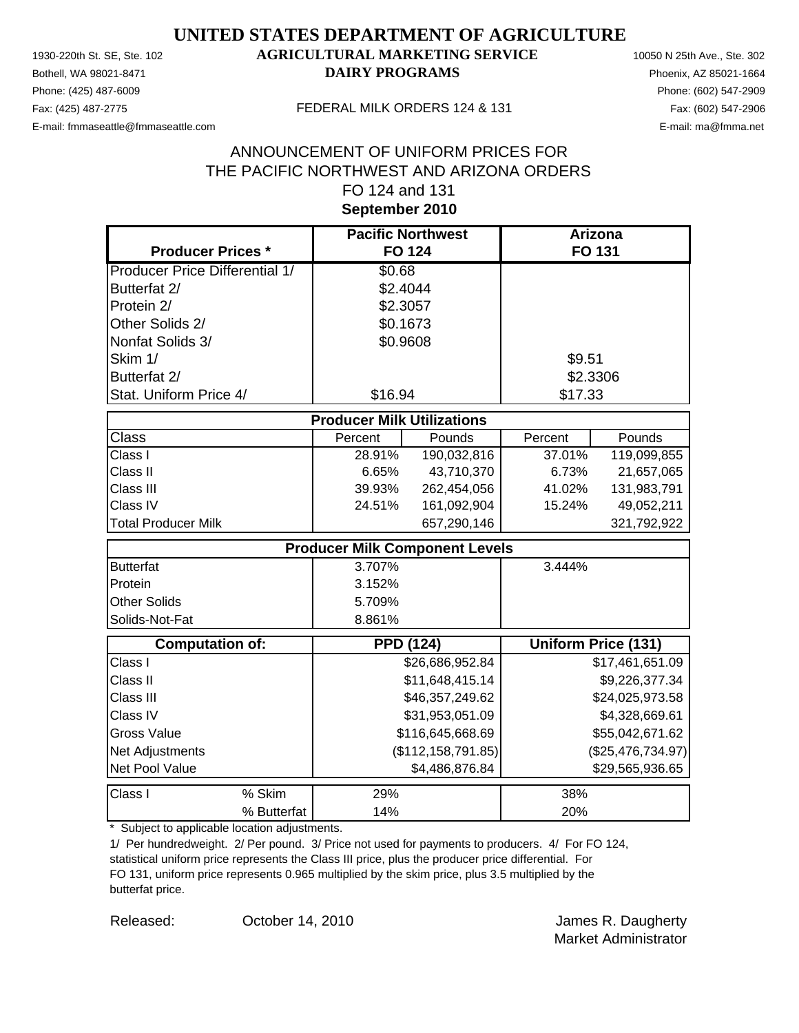# UNITED STATES DEPARTMENT OF AGRICULTURE

## AGRICULTURAL MARKETING SERVICE

## DAIRY PROGRAMS

1930-220th St. SE, Ste. 102
Bothell, WA 98021-8471
Phone: (425) 487-6009
Fax: (425) 487-2775
E-mail: fmmaseattle@fmmaseattle.com

10050 N 25th Ave., Ste. 302
Phoenix, AZ 85021-1664
Phone: (602) 547-2909
Fax: (602) 547-2906
E-mail: ma@fmma.net

FEDERAL MILK ORDERS 124 & 131

ANNOUNCEMENT OF UNIFORM PRICES FOR
THE PACIFIC NORTHWEST AND ARIZONA ORDERS
FO 124 and 131
**September 2010**

| Producer Prices * | Pacific Northwest FO 124 | Arizona FO 131 |
|---|---|---|
| Producer Price Differential 1/ | $0.68 | |
| Butterfat 2/ | $2.4044 | |
| Protein 2/ | $2.3057 | |
| Other Solids 2/ | $0.1673 | |
| Nonfat Solids 3/ | $0.9608 | |
| Skim 1/ | | $9.51 |
| Butterfat 2/ | | $2.3306 |
| Stat. Uniform Price 4/ | $16.94 | $17.33 |

| Producer Milk Utilizations | | | | |
|---|---|---|---|---|
| Class | Percent | Pounds | Percent | Pounds |
| Class I | 28.91% | 190,032,816 | 37.01% | 119,099,855 |
| Class II | 6.65% | 43,710,370 | 6.73% | 21,657,065 |
| Class III | 39.93% | 262,454,056 | 41.02% | 131,983,791 |
| Class IV | 24.51% | 161,092,904 | 15.24% | 49,052,211 |
| Total Producer Milk | | 657,290,146 | | 321,792,922 |

| Producer Milk Component Levels | | |
|---|---|---|
| Butterfat | 3.707% | 3.444% |
| Protein | 3.152% | |
| Other Solids | 5.709% | |
| Solids-Not-Fat | 8.861% | |

| Computation of: | PPD (124) | Uniform Price (131) |
|---|---|---|
| Class I | $26,686,952.84 | $17,461,651.09 |
| Class II | $11,648,415.14 | $9,226,377.34 |
| Class III | $46,357,249.62 | $24,025,973.58 |
| Class IV | $31,953,051.09 | $4,328,669.61 |
| Gross Value | $116,645,668.69 | $55,042,671.62 |
| Net Adjustments | ($112,158,791.85) | ($25,476,734.97) |
| Net Pool Value | $4,486,876.84 | $29,565,936.65 |

| Class I | | FO 124 | FO 131 |
|---|---|---|---|
| | % Skim | 29% | 38% |
| | % Butterfat | 14% | 20% |

\* Subject to applicable location adjustments.

1/ Per hundredweight. 2/ Per pound. 3/ Price not used for payments to producers. 4/ For FO 124, statistical uniform price represents the Class III price, plus the producer price differential. For FO 131, uniform price represents 0.965 multiplied by the skim price, plus 3.5 multiplied by the butterfat price.

Released: October 14, 2010

James R. Daugherty
Market Administrator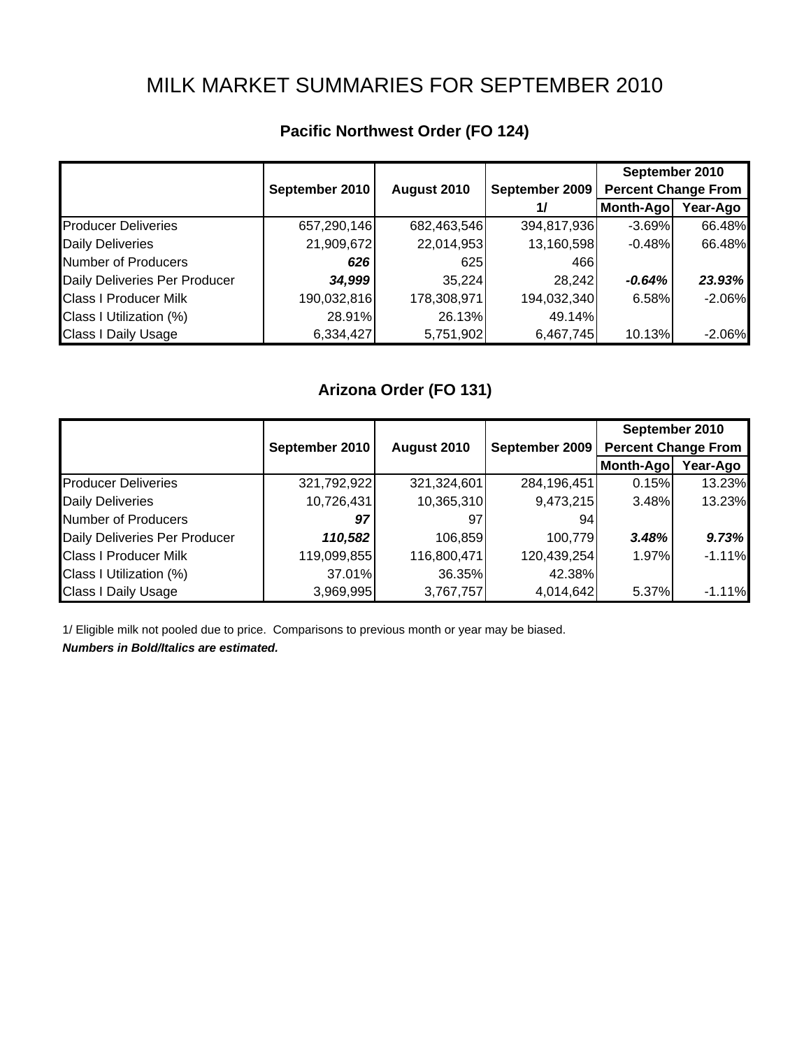# MILK MARKET SUMMARIES FOR SEPTEMBER 2010

## Pacific Northwest Order (FO 124)

| | September 2010 | August 2010 | September 2009 1/ | September 2010 Percent Change From Month-Ago | Year-Ago |
|---|---|---|---|---|---|
| Producer Deliveries | 657,290,146 | 682,463,546 | 394,817,936 | -3.69% | 66.48% |
| Daily Deliveries | 21,909,672 | 22,014,953 | 13,160,598 | -0.48% | 66.48% |
| Number of Producers | ***626*** | 625 | 466 | | |
| Daily Deliveries Per Producer | ***34,999*** | 35,224 | 28,242 | ***-0.64%*** | ***23.93%*** |
| Class I Producer Milk | 190,032,816 | 178,308,971 | 194,032,340 | 6.58% | -2.06% |
| Class I Utilization (%) | 28.91% | 26.13% | 49.14% | | |
| Class I Daily Usage | 6,334,427 | 5,751,902 | 6,467,745 | 10.13% | -2.06% |

## Arizona Order (FO 131)

| | September 2010 | August 2010 | September 2009 | September 2010 Percent Change From Month-Ago | Year-Ago |
|---|---|---|---|---|---|
| Producer Deliveries | 321,792,922 | 321,324,601 | 284,196,451 | 0.15% | 13.23% |
| Daily Deliveries | 10,726,431 | 10,365,310 | 9,473,215 | 3.48% | 13.23% |
| Number of Producers | ***97*** | 97 | 94 | | |
| Daily Deliveries Per Producer | ***110,582*** | 106,859 | 100,779 | ***3.48%*** | ***9.73%*** |
| Class I Producer Milk | 119,099,855 | 116,800,471 | 120,439,254 | 1.97% | -1.11% |
| Class I Utilization (%) | 37.01% | 36.35% | 42.38% | | |
| Class I Daily Usage | 3,969,995 | 3,767,757 | 4,014,642 | 5.37% | -1.11% |

1/ Eligible milk not pooled due to price. Comparisons to previous month or year may be biased.

***Numbers in Bold/Italics are estimated.***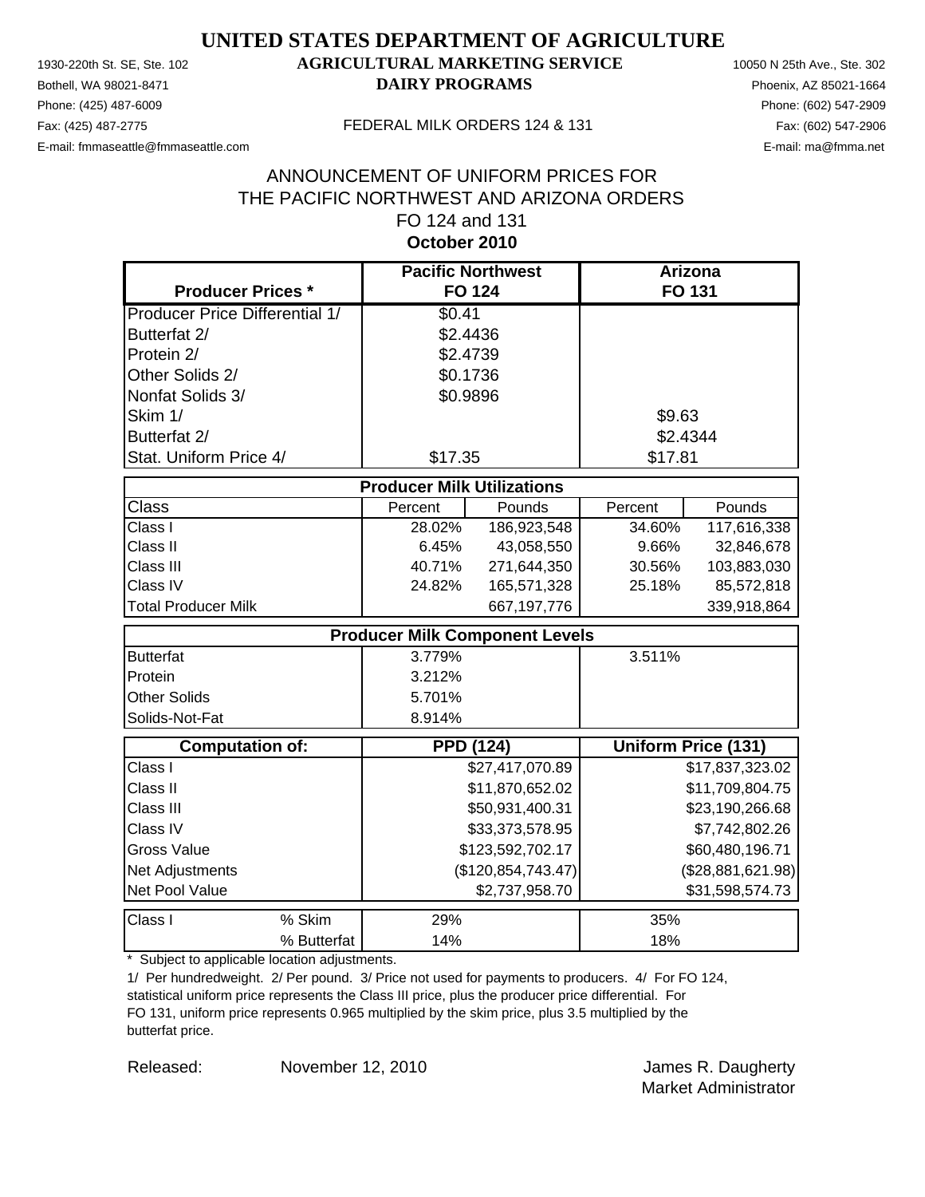# UNITED STATES DEPARTMENT OF AGRICULTURE

## AGRICULTURAL MARKETING SERVICE
## DAIRY PROGRAMS

1930-220th St. SE, Ste. 102
Bothell, WA 98021-8471
Phone: (425) 487-6009
Fax: (425) 487-2775
E-mail: fmmaseattle@fmmaseattle.com

10050 N 25th Ave., Ste. 302
Phoenix, AZ 85021-1664
Phone: (602) 547-2909
Fax: (602) 547-2906
E-mail: ma@fmma.net

FEDERAL MILK ORDERS 124 & 131

### ANNOUNCEMENT OF UNIFORM PRICES FOR THE PACIFIC NORTHWEST AND ARIZONA ORDERS FO 124 and 131
### October 2010

| Producer Prices * | Pacific Northwest FO 124 | Arizona FO 131 |
|---|---|---|
| Producer Price Differential 1/ | $0.41 | |
| Butterfat 2/ | $2.4436 | |
| Protein 2/ | $2.4739 | |
| Other Solids 2/ | $0.1736 | |
| Nonfat Solids 3/ | $0.9896 | |
| Skim 1/ | | $9.63 |
| Butterfat 2/ | | $2.4344 |
| Stat. Uniform Price 4/ | $17.35 | $17.81 |

| Producer Milk Utilizations | | | | |
|---|---|---|---|---|
| Class | Percent | Pounds | Percent | Pounds |
| Class I | 28.02% | 186,923,548 | 34.60% | 117,616,338 |
| Class II | 6.45% | 43,058,550 | 9.66% | 32,846,678 |
| Class III | 40.71% | 271,644,350 | 30.56% | 103,883,030 |
| Class IV | 24.82% | 165,571,328 | 25.18% | 85,572,818 |
| Total Producer Milk | | 667,197,776 | | 339,918,864 |

| Producer Milk Component Levels | | |
|---|---|---|
| Butterfat | 3.779% | 3.511% |
| Protein | 3.212% | |
| Other Solids | 5.701% | |
| Solids-Not-Fat | 8.914% | |

| Computation of: | PPD (124) | Uniform Price (131) |
|---|---|---|
| Class I | $27,417,070.89 | $17,837,323.02 |
| Class II | $11,870,652.02 | $11,709,804.75 |
| Class III | $50,931,400.31 | $23,190,266.68 |
| Class IV | $33,373,578.95 | $7,742,802.26 |
| Gross Value | $123,592,702.17 | $60,480,196.71 |
| Net Adjustments | ($120,854,743.47) | ($28,881,621.98) |
| Net Pool Value | $2,737,958.70 | $31,598,574.73 |

| Class I | | FO 124 | FO 131 |
|---|---|---|---|
| Class I | % Skim | 29% | 35% |
| | % Butterfat | 14% | 18% |

\* Subject to applicable location adjustments.

1/ Per hundredweight. 2/ Per pound. 3/ Price not used for payments to producers. 4/ For FO 124, statistical uniform price represents the Class III price, plus the producer price differential. For FO 131, uniform price represents 0.965 multiplied by the skim price, plus 3.5 multiplied by the butterfat price.

Released: November 12, 2010

James R. Daugherty
Market Administrator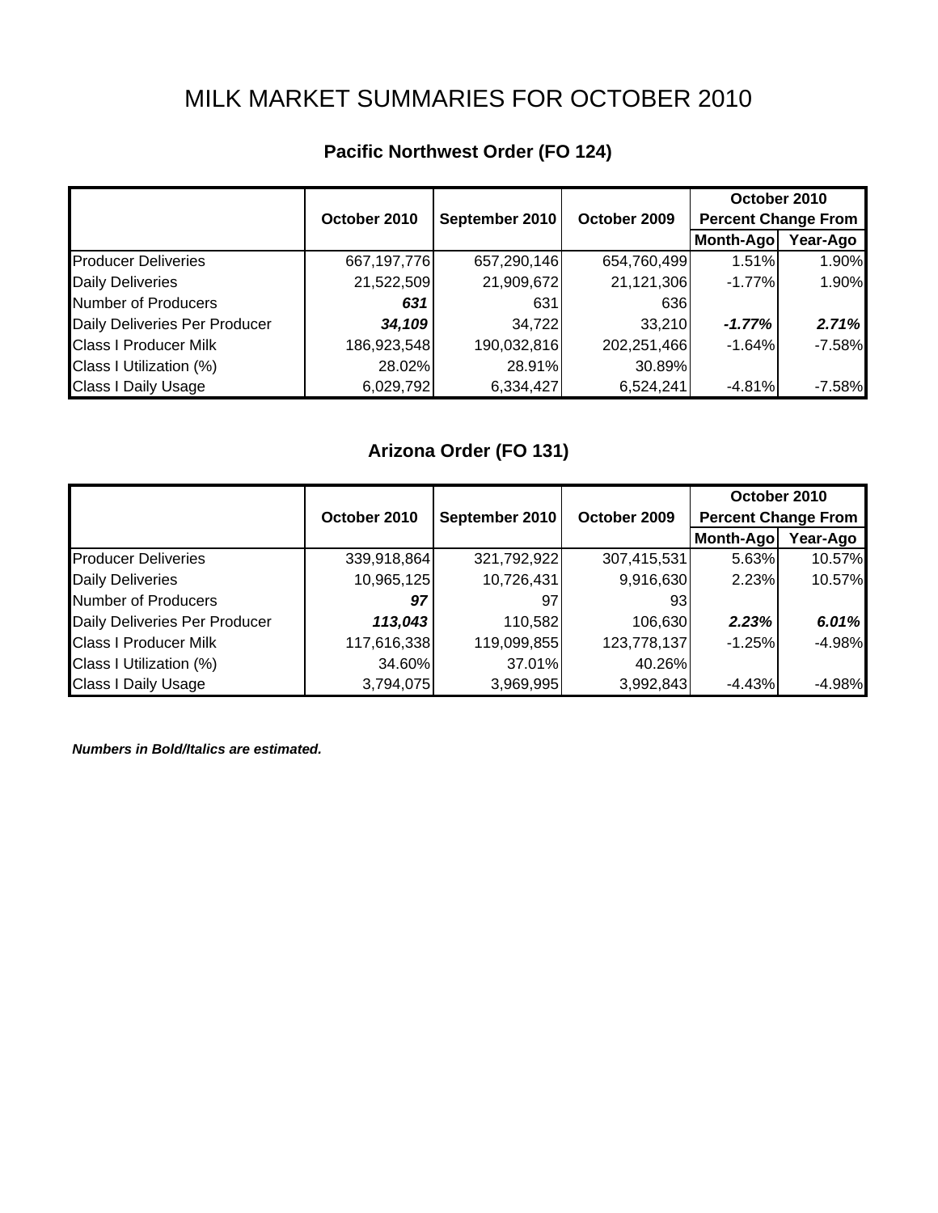# MILK MARKET SUMMARIES FOR OCTOBER 2010

## Pacific Northwest Order (FO 124)

| | October 2010 | September 2010 | October 2009 | October 2010 Percent Change From | |
|---|---|---|---|---|---|
| | | | | Month-Ago | Year-Ago |
| Producer Deliveries | 667,197,776 | 657,290,146 | 654,760,499 | 1.51% | 1.90% |
| Daily Deliveries | 21,522,509 | 21,909,672 | 21,121,306 | -1.77% | 1.90% |
| Number of Producers | ***631*** | 631 | 636 | | |
| Daily Deliveries Per Producer | ***34,109*** | 34,722 | 33,210 | ***-1.77%*** | ***2.71%*** |
| Class I Producer Milk | 186,923,548 | 190,032,816 | 202,251,466 | -1.64% | -7.58% |
| Class I Utilization (%) | 28.02% | 28.91% | 30.89% | | |
| Class I Daily Usage | 6,029,792 | 6,334,427 | 6,524,241 | -4.81% | -7.58% |

## Arizona Order (FO 131)

| | October 2010 | September 2010 | October 2009 | October 2010 Percent Change From | |
|---|---|---|---|---|---|
| | | | | Month-Ago | Year-Ago |
| Producer Deliveries | 339,918,864 | 321,792,922 | 307,415,531 | 5.63% | 10.57% |
| Daily Deliveries | 10,965,125 | 10,726,431 | 9,916,630 | 2.23% | 10.57% |
| Number of Producers | ***97*** | 97 | 93 | | |
| Daily Deliveries Per Producer | ***113,043*** | 110,582 | 106,630 | ***2.23%*** | ***6.01%*** |
| Class I Producer Milk | 117,616,338 | 119,099,855 | 123,778,137 | -1.25% | -4.98% |
| Class I Utilization (%) | 34.60% | 37.01% | 40.26% | | |
| Class I Daily Usage | 3,794,075 | 3,969,995 | 3,992,843 | -4.43% | -4.98% |

***Numbers in Bold/Italics are estimated.***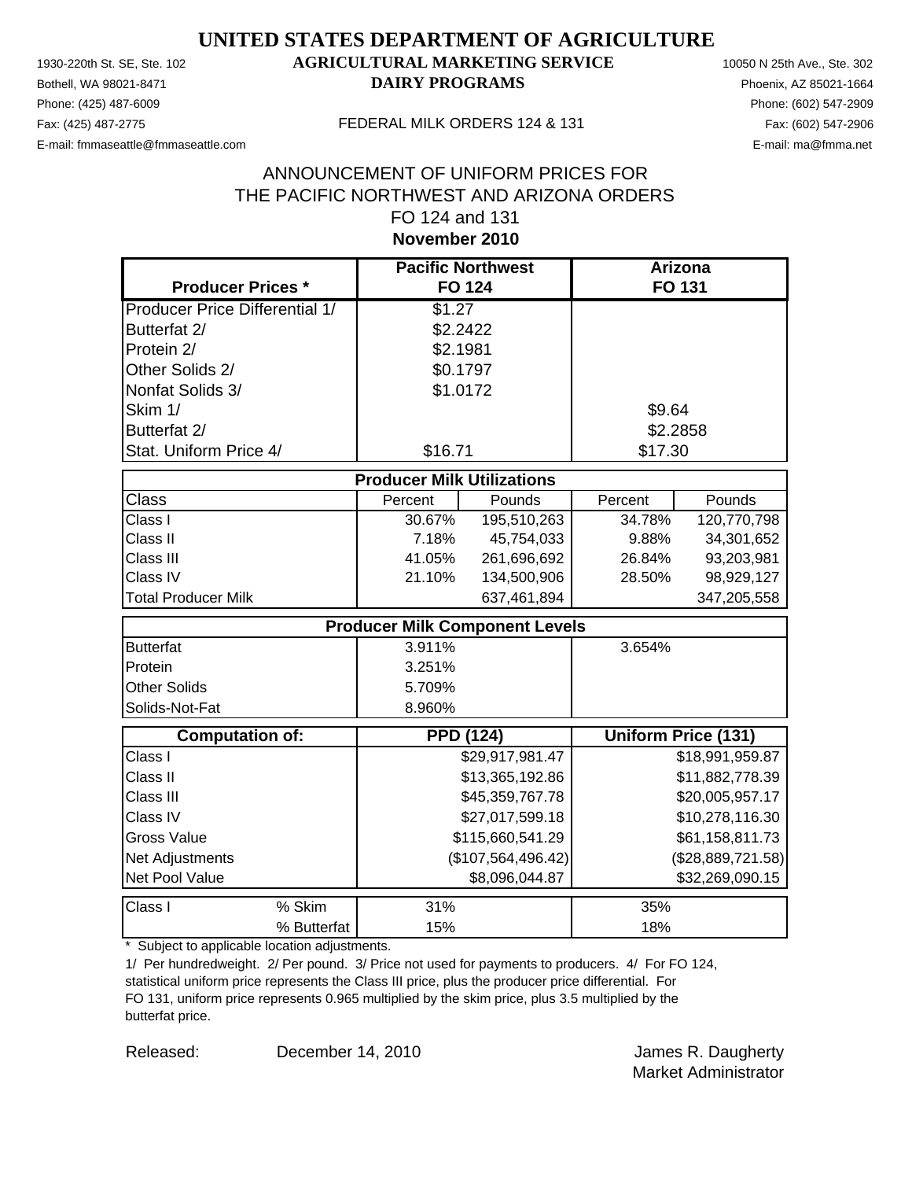# UNITED STATES DEPARTMENT OF AGRICULTURE

## AGRICULTURAL MARKETING SERVICE
## DAIRY PROGRAMS

1930-220th St. SE, Ste. 102
Bothell, WA 98021-8471
Phone: (425) 487-6009
Fax: (425) 487-2775
E-mail: fmmaseattle@fmmaseattle.com

10050 N 25th Ave., Ste. 302
Phoenix, AZ 85021-1664
Phone: (602) 547-2909
Fax: (602) 547-2906
E-mail: ma@fmma.net

FEDERAL MILK ORDERS 124 & 131

ANNOUNCEMENT OF UNIFORM PRICES FOR
THE PACIFIC NORTHWEST AND ARIZONA ORDERS
FO 124 and 131
**November 2010**

| **Producer Prices \*** | **Pacific Northwest FO 124** | | **Arizona FO 131** | |
|---|---|---|---|---|
| Producer Price Differential 1/ | $1.27 | | | |
| Butterfat 2/ | $2.2422 | | | |
| Protein 2/ | $2.1981 | | | |
| Other Solids 2/ | $0.1797 | | | |
| Nonfat Solids 3/ | $1.0172 | | | |
| Skim 1/ | | | $9.64 | |
| Butterfat 2/ | | | $2.2858 | |
| Stat. Uniform Price 4/ | $16.71 | | $17.30 | |
| **Producer Milk Utilizations** | | | | |
| Class | Percent | Pounds | Percent | Pounds |
| Class I | 30.67% | 195,510,263 | 34.78% | 120,770,798 |
| Class II | 7.18% | 45,754,033 | 9.88% | 34,301,652 |
| Class III | 41.05% | 261,696,692 | 26.84% | 93,203,981 |
| Class IV | 21.10% | 134,500,906 | 28.50% | 98,929,127 |
| Total Producer Milk | | 637,461,894 | | 347,205,558 |
| **Producer Milk Component Levels** | | | | |
| Butterfat | 3.911% | | 3.654% | |
| Protein | 3.251% | | | |
| Other Solids | 5.709% | | | |
| Solids-Not-Fat | 8.960% | | | |
| **Computation of:** | **PPD (124)** | | **Uniform Price (131)** | |
| Class I | | $29,917,981.47 | | $18,991,959.87 |
| Class II | | $13,365,192.86 | | $11,882,778.39 |
| Class III | | $45,359,767.78 | | $20,005,957.17 |
| Class IV | | $27,017,599.18 | | $10,278,116.30 |
| Gross Value | | $115,660,541.29 | | $61,158,811.73 |
| Net Adjustments | | ($107,564,496.42) | | ($28,889,721.58) |
| Net Pool Value | | $8,096,044.87 | | $32,269,090.15 |
| Class I % Skim | 31% | | 35% | |
| Class I % Butterfat | 15% | | 18% | |

\* Subject to applicable location adjustments.

1/ Per hundredweight. 2/ Per pound. 3/ Price not used for payments to producers. 4/ For FO 124, statistical uniform price represents the Class III price, plus the producer price differential. For FO 131, uniform price represents 0.965 multiplied by the skim price, plus 3.5 multiplied by the butterfat price.

Released: December 14, 2010

James R. Daugherty
Market Administrator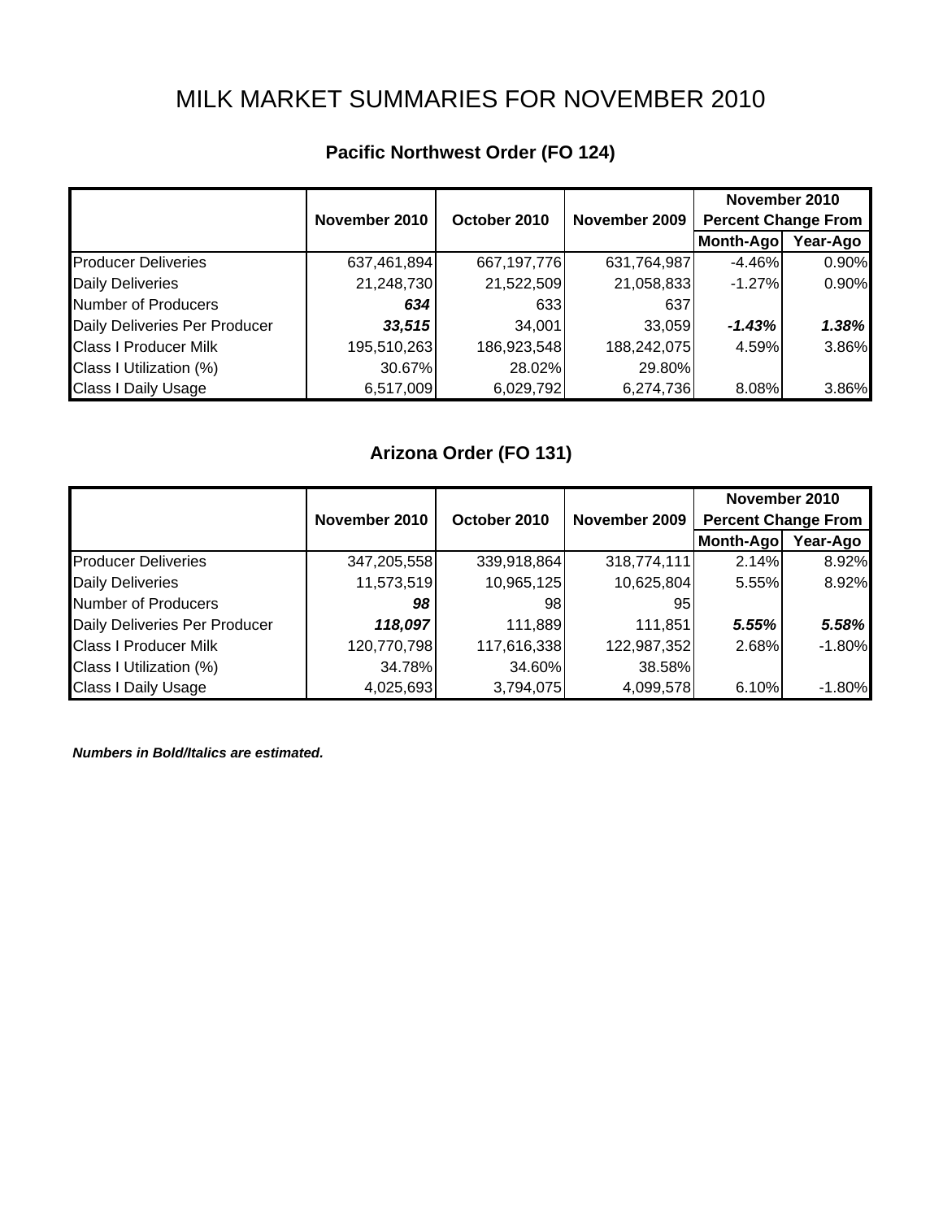# MILK MARKET SUMMARIES FOR NOVEMBER 2010

## Pacific Northwest Order (FO 124)

| | November 2010 | October 2010 | November 2009 | November 2010 Percent Change From | |
|---|---|---|---|---|---|
| | | | | Month-Ago | Year-Ago |
| Producer Deliveries | 637,461,894 | 667,197,776 | 631,764,987 | -4.46% | 0.90% |
| Daily Deliveries | 21,248,730 | 21,522,509 | 21,058,833 | -1.27% | 0.90% |
| Number of Producers | ***634*** | 633 | 637 | | |
| Daily Deliveries Per Producer | ***33,515*** | 34,001 | 33,059 | ***-1.43%*** | ***1.38%*** |
| Class I Producer Milk | 195,510,263 | 186,923,548 | 188,242,075 | 4.59% | 3.86% |
| Class I Utilization (%) | 30.67% | 28.02% | 29.80% | | |
| Class I Daily Usage | 6,517,009 | 6,029,792 | 6,274,736 | 8.08% | 3.86% |

## Arizona Order (FO 131)

| | November 2010 | October 2010 | November 2009 | November 2010 Percent Change From | |
|---|---|---|---|---|---|
| | | | | Month-Ago | Year-Ago |
| Producer Deliveries | 347,205,558 | 339,918,864 | 318,774,111 | 2.14% | 8.92% |
| Daily Deliveries | 11,573,519 | 10,965,125 | 10,625,804 | 5.55% | 8.92% |
| Number of Producers | ***98*** | 98 | 95 | | |
| Daily Deliveries Per Producer | ***118,097*** | 111,889 | 111,851 | ***5.55%*** | ***5.58%*** |
| Class I Producer Milk | 120,770,798 | 117,616,338 | 122,987,352 | 2.68% | -1.80% |
| Class I Utilization (%) | 34.78% | 34.60% | 38.58% | | |
| Class I Daily Usage | 4,025,693 | 3,794,075 | 4,099,578 | 6.10% | -1.80% |

***Numbers in Bold/Italics are estimated.***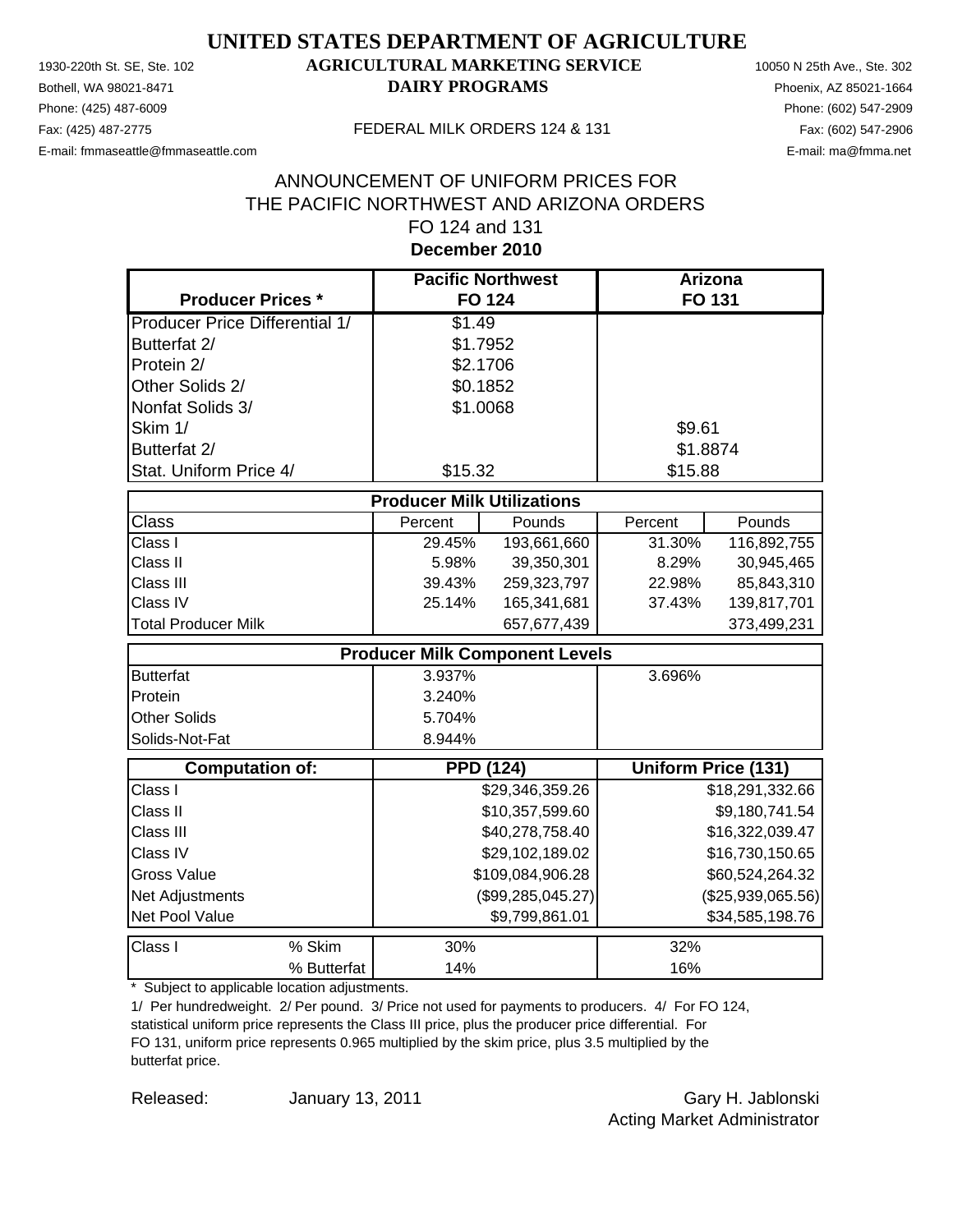# UNITED STATES DEPARTMENT OF AGRICULTURE

**AGRICULTURAL MARKETING SERVICE**
**DAIRY PROGRAMS**

1930-220th St. SE, Ste. 102
Bothell, WA 98021-8471
Phone: (425) 487-6009
Fax: (425) 487-2775
E-mail: fmmaseattle@fmmaseattle.com

10050 N 25th Ave., Ste. 302
Phoenix, AZ 85021-1664
Phone: (602) 547-2909
Fax: (602) 547-2906
E-mail: ma@fmma.net

FEDERAL MILK ORDERS 124 & 131

## ANNOUNCEMENT OF UNIFORM PRICES FOR THE PACIFIC NORTHWEST AND ARIZONA ORDERS FO 124 and 131

**December 2010**

| Producer Prices * | Pacific Northwest FO 124 | Arizona FO 131 |
|---|---|---|
| Producer Price Differential 1/ | $1.49 | |
| Butterfat 2/ | $1.7952 | |
| Protein 2/ | $2.1706 | |
| Other Solids 2/ | $0.1852 | |
| Nonfat Solids 3/ | $1.0068 | |
| Skim 1/ | | $9.61 |
| Butterfat 2/ | | $1.8874 |
| Stat. Uniform Price 4/ | $15.32 | $15.88 |

| Producer Milk Utilizations | | | | |
|---|---|---|---|---|
| Class | Percent | Pounds | Percent | Pounds |
| Class I | 29.45% | 193,661,660 | 31.30% | 116,892,755 |
| Class II | 5.98% | 39,350,301 | 8.29% | 30,945,465 |
| Class III | 39.43% | 259,323,797 | 22.98% | 85,843,310 |
| Class IV | 25.14% | 165,341,681 | 37.43% | 139,817,701 |
| Total Producer Milk | | 657,677,439 | | 373,499,231 |

| Producer Milk Component Levels | | |
|---|---|---|
| Butterfat | 3.937% | 3.696% |
| Protein | 3.240% | |
| Other Solids | 5.704% | |
| Solids-Not-Fat | 8.944% | |

| Computation of: | PPD (124) | Uniform Price (131) |
|---|---|---|
| Class I | $29,346,359.26 | $18,291,332.66 |
| Class II | $10,357,599.60 | $9,180,741.54 |
| Class III | $40,278,758.40 | $16,322,039.47 |
| Class IV | $29,102,189.02 | $16,730,150.65 |
| Gross Value | $109,084,906.28 | $60,524,264.32 |
| Net Adjustments | ($99,285,045.27) | ($25,939,065.56) |
| Net Pool Value | $9,799,861.01 | $34,585,198.76 |

| Class I | | FO 124 | FO 131 |
|---|---|---|---|
| Class I | % Skim | 30% | 32% |
| | % Butterfat | 14% | 16% |

\* Subject to applicable location adjustments.

1/ Per hundredweight. 2/ Per pound. 3/ Price not used for payments to producers. 4/ For FO 124, statistical uniform price represents the Class III price, plus the producer price differential. For FO 131, uniform price represents 0.965 multiplied by the skim price, plus 3.5 multiplied by the butterfat price.

Released: January 13, 2011

Gary H. Jablonski
Acting Market Administrator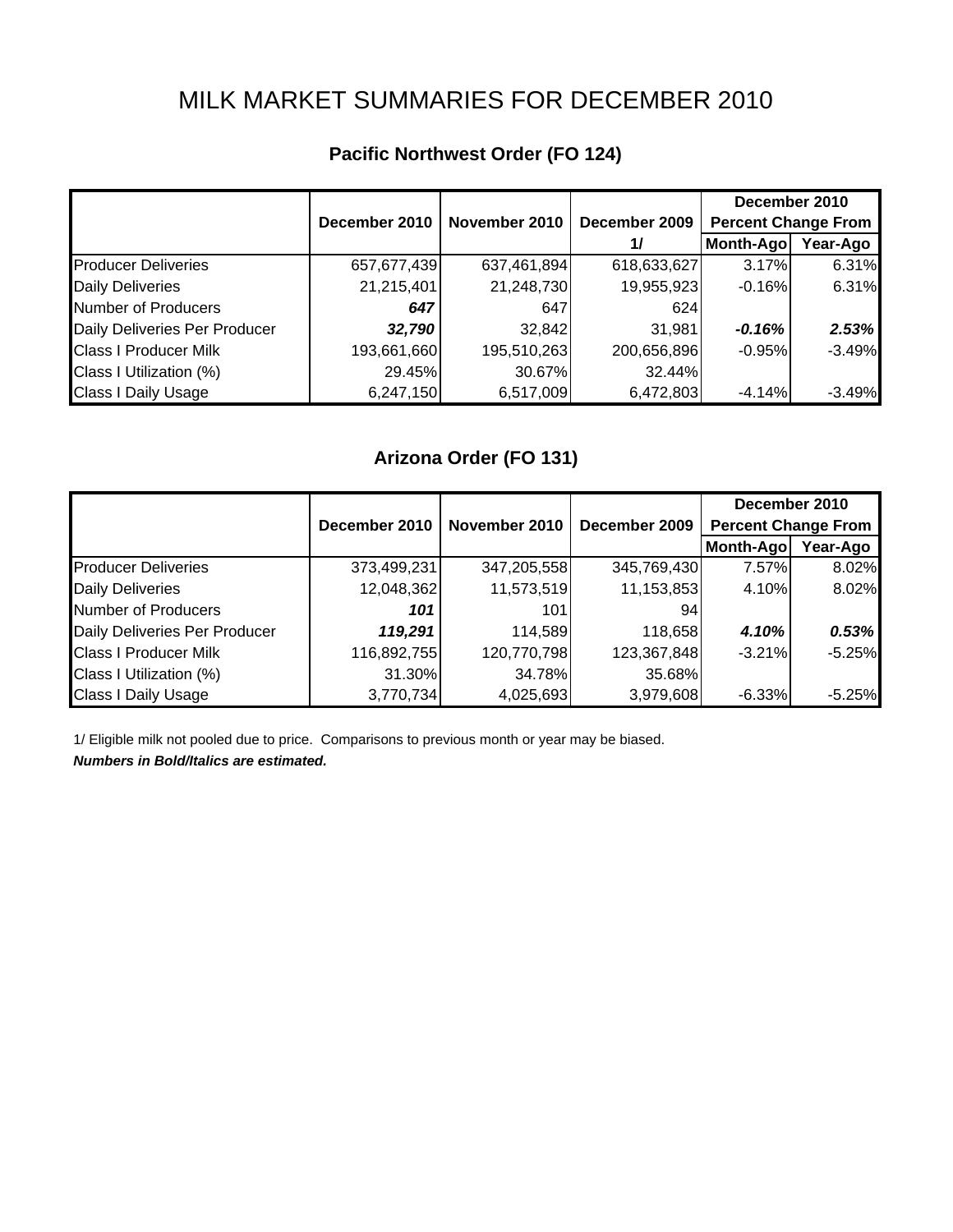# MILK MARKET SUMMARIES FOR DECEMBER 2010

## Pacific Northwest Order (FO 124)

| | December 2010 | November 2010 | December 2009 | December 2010 Percent Change From | |
|---|---|---|---|---|---|
| | | | 1/ | Month-Ago | Year-Ago |
| Producer Deliveries | 657,677,439 | 637,461,894 | 618,633,627 | 3.17% | 6.31% |
| Daily Deliveries | 21,215,401 | 21,248,730 | 19,955,923 | -0.16% | 6.31% |
| Number of Producers | ***647*** | 647 | 624 | | |
| Daily Deliveries Per Producer | ***32,790*** | 32,842 | 31,981 | ***-0.16%*** | ***2.53%*** |
| Class I Producer Milk | 193,661,660 | 195,510,263 | 200,656,896 | -0.95% | -3.49% |
| Class I Utilization (%) | 29.45% | 30.67% | 32.44% | | |
| Class I Daily Usage | 6,247,150 | 6,517,009 | 6,472,803 | -4.14% | -3.49% |

## Arizona Order (FO 131)

| | December 2010 | November 2010 | December 2009 | December 2010 Percent Change From | |
|---|---|---|---|---|---|
| | | | | Month-Ago | Year-Ago |
| Producer Deliveries | 373,499,231 | 347,205,558 | 345,769,430 | 7.57% | 8.02% |
| Daily Deliveries | 12,048,362 | 11,573,519 | 11,153,853 | 4.10% | 8.02% |
| Number of Producers | ***101*** | 101 | 94 | | |
| Daily Deliveries Per Producer | ***119,291*** | 114,589 | 118,658 | ***4.10%*** | ***0.53%*** |
| Class I Producer Milk | 116,892,755 | 120,770,798 | 123,367,848 | -3.21% | -5.25% |
| Class I Utilization (%) | 31.30% | 34.78% | 35.68% | | |
| Class I Daily Usage | 3,770,734 | 4,025,693 | 3,979,608 | -6.33% | -5.25% |

1/ Eligible milk not pooled due to price. Comparisons to previous month or year may be biased.

***Numbers in Bold/Italics are estimated.***